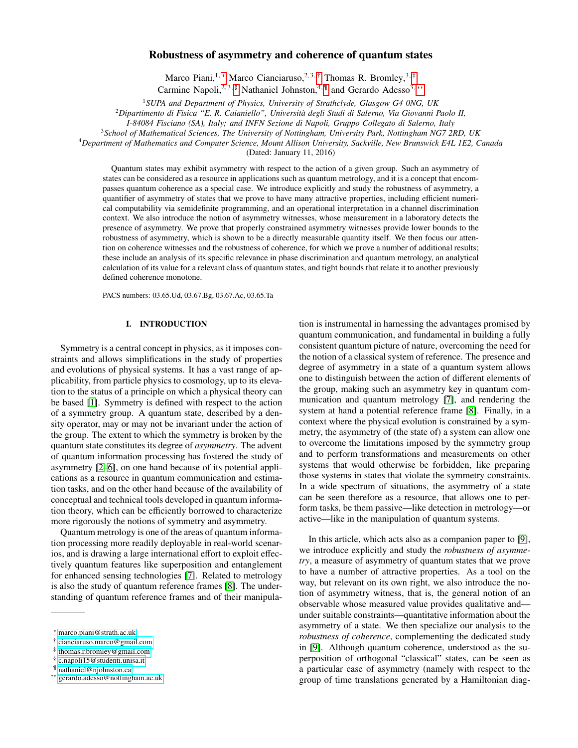# Robustness of asymmetry and coherence of quantum states

Marco Piani,[1,*] Marco Cianciaruso,[2,3,†] Thomas R. Bromley,[3,‡] Carmine Napoli,[2,3,§] Nathaniel Johnston,[4,¶] and Gerardo Adesso[3,**]

[1]*SUPA and Department of Physics, University of Strathclyde, Glasgow G4 0NG, UK*
[2]*Dipartimento di Fisica "E. R. Caianiello", Università degli Studi di Salerno, Via Giovanni Paolo II, I-84084 Fisciano (SA), Italy; and INFN Sezione di Napoli, Gruppo Collegato di Salerno, Italy*
[3]*School of Mathematical Sciences, The University of Nottingham, University Park, Nottingham NG7 2RD, UK*
[4]*Department of Mathematics and Computer Science, Mount Allison University, Sackville, New Brunswick E4L 1E2, Canada*

(Dated: January 11, 2016)

Quantum states may exhibit asymmetry with respect to the action of a given group. Such an asymmetry of states can be considered as a resource in applications such as quantum metrology, and it is a concept that encompasses quantum coherence as a special case. We introduce explicitly and study the robustness of asymmetry, a quantifier of asymmetry of states that we prove to have many attractive properties, including efficient numerical computability via semidefinite programming, and an operational interpretation in a channel discrimination context. We also introduce the notion of asymmetry witnesses, whose measurement in a laboratory detects the presence of asymmetry. We prove that properly constrained asymmetry witnesses provide lower bounds to the robustness of asymmetry, which is shown to be a directly measurable quantity itself. We then focus our attention on coherence witnesses and the robustness of coherence, for which we prove a number of additional results; these include an analysis of its specific relevance in phase discrimination and quantum metrology, an analytical calculation of its value for a relevant class of quantum states, and tight bounds that relate it to another previously defined coherence monotone.

PACS numbers: 03.65.Ud, 03.67.Bg, 03.67.Ac, 03.65.Ta

## I. INTRODUCTION

Symmetry is a central concept in physics, as it imposes constraints and allows simplifications in the study of properties and evolutions of physical systems. It has a vast range of applicability, from particle physics to cosmology, up to its elevation to the status of a principle on which a physical theory can be based [1]. Symmetry is defined with respect to the action of a symmetry group. A quantum state, described by a density operator, may or may not be invariant under the action of the group. The extent to which the symmetry is broken by the quantum state constitutes its degree of *asymmetry*. The advent of quantum information processing has fostered the study of asymmetry [2–6], on one hand because of its potential applications as a resource in quantum communication and estimation tasks, and on the other hand because of the availability of conceptual and technical tools developed in quantum information theory, which can be efficiently borrowed to characterize more rigorously the notions of symmetry and asymmetry.

Quantum metrology is one of the areas of quantum information processing more readily deployable in real-world scenarios, and is drawing a large international effort to exploit effectively quantum features like superposition and entanglement for enhanced sensing technologies [7]. Related to metrology is also the study of quantum reference frames [8]. The understanding of quantum reference frames and of their manipulation is instrumental in harnessing the advantages promised by quantum communication, and fundamental in building a fully consistent quantum picture of nature, overcoming the need for the notion of a classical system of reference. The presence and degree of asymmetry in a state of a quantum system allows one to distinguish between the action of different elements of the group, making such an asymmetry key in quantum communication and quantum metrology [7], and rendering the system at hand a potential reference frame [8]. Finally, in a context where the physical evolution is constrained by a symmetry, the asymmetry of (the state of) a system can allow one to overcome the limitations imposed by the symmetry group and to perform transformations and measurements on other systems that would otherwise be forbidden, like preparing those systems in states that violate the symmetry constraints. In a wide spectrum of situations, the asymmetry of a state can be seen therefore as a resource, that allows one to perform tasks, be them passive—like detection in metrology—or active—like in the manipulation of quantum systems.

In this article, which acts also as a companion paper to [9], we introduce explicitly and study the *robustness of asymmetry*, a measure of asymmetry of quantum states that we prove to have a number of attractive properties. As a tool on the way, but relevant on its own right, we also introduce the notion of asymmetry witness, that is, the general notion of an observable whose measured value provides qualitative and—under suitable constraints—quantitative information about the asymmetry of a state. We then specialize our analysis to the *robustness of coherence*, complementing the dedicated study in [9]. Although quantum coherence, understood as the superposition of orthogonal "classical" states, can be seen as a particular case of asymmetry (namely with respect to the group of time translations generated by a Hamiltonian diag-

---

[*] marco.piani@strath.ac.uk
[†] cianciaruso.marco@gmail.com
[‡] thomas.r.bromley@gmail.com
[§] c.napoli15@studenti.unisa.it
[¶] nathaniel@njohnston.ca
[**] gerardo.adesso@nottingham.ac.uk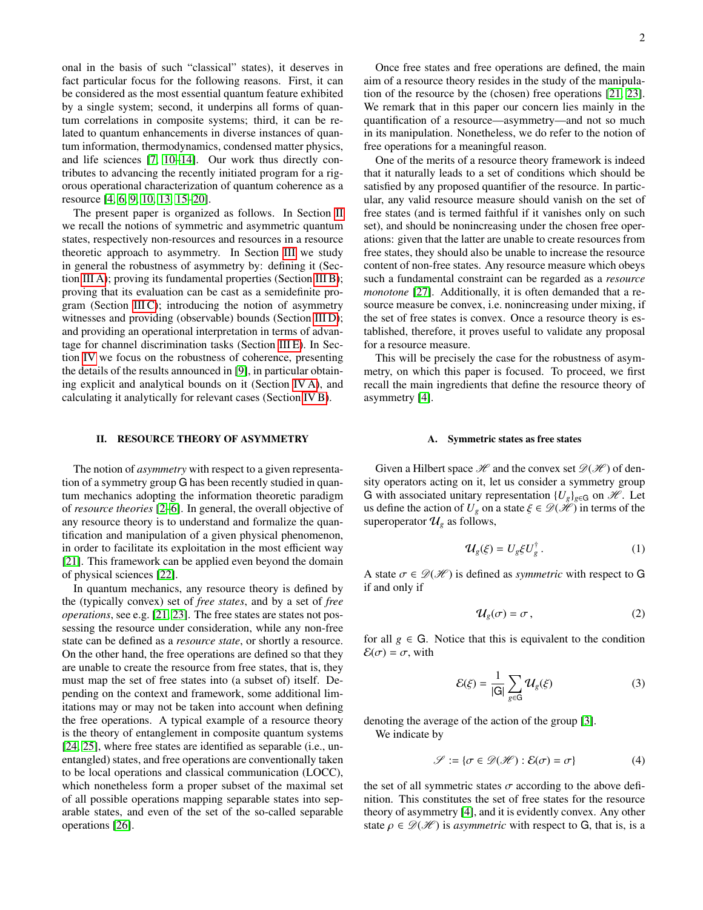onal in the basis of such "classical" states), it deserves in fact particular focus for the following reasons. First, it can be considered as the most essential quantum feature exhibited by a single system; second, it underpins all forms of quantum correlations in composite systems; third, it can be related to quantum enhancements in diverse instances of quantum information, thermodynamics, condensed matter physics, and life sciences [7, 10–14]. Our work thus directly contributes to advancing the recently initiated program for a rigorous operational characterization of quantum coherence as a resource [4, 6, 9, 10, 13, 15–20].

The present paper is organized as follows. In Section II we recall the notions of symmetric and asymmetric quantum states, respectively non-resources and resources in a resource theoretic approach to asymmetry. In Section III we study in general the robustness of asymmetry by: defining it (Section III A); proving its fundamental properties (Section III B); proving that its evaluation can be cast as a semidefinite program (Section III C); introducing the notion of asymmetry witnesses and providing (observable) bounds (Section III D); and providing an operational interpretation in terms of advantage for channel discrimination tasks (Section III E). In Section IV we focus on the robustness of coherence, presenting the details of the results announced in [9], in particular obtaining explicit and analytical bounds on it (Section IV A), and calculating it analytically for relevant cases (Section IV B).

## II. RESOURCE THEORY OF ASYMMETRY

The notion of *asymmetry* with respect to a given representation of a symmetry group G has been recently studied in quantum mechanics adopting the information theoretic paradigm of *resource theories* [2–6]. In general, the overall objective of any resource theory is to understand and formalize the quantification and manipulation of a given physical phenomenon, in order to facilitate its exploitation in the most efficient way [21]. This framework can be applied even beyond the domain of physical sciences [22].

In quantum mechanics, any resource theory is defined by the (typically convex) set of *free states*, and by a set of *free operations*, see e.g. [21–23]. The free states are states not possessing the resource under consideration, while any non-free state can be defined as a *resource state*, or shortly a resource. On the other hand, the free operations are defined so that they are unable to create the resource from free states, that is, they must map the set of free states into (a subset of) itself. Depending on the context and framework, some additional limitations may or may not be taken into account when defining the free operations. A typical example of a resource theory is the theory of entanglement in composite quantum systems [24, 25], where free states are identified as separable (i.e., unentangled) states, and free operations are conventionally taken to be local operations and classical communication (LOCC), which nonetheless form a proper subset of the maximal set of all possible operations mapping separable states into separable states, and even of the set of the so-called separable operations [26].

Once free states and free operations are defined, the main aim of a resource theory resides in the study of the manipulation of the resource by the (chosen) free operations [21–23]. We remark that in this paper our concern lies mainly in the quantification of a resource—asymmetry—and not so much in its manipulation. Nonetheless, we do refer to the notion of free operations for a meaningful reason.

One of the merits of a resource theory framework is indeed that it naturally leads to a set of conditions which should be satisfied by any proposed quantifier of the resource. In particular, any valid resource measure should vanish on the set of free states (and is termed faithful if it vanishes only on such set), and should be nonincreasing under the chosen free operations: given that the latter are unable to create resources from free states, they should also be unable to increase the resource content of non-free states. Any resource measure which obeys such a fundamental constraint can be regarded as a *resource monotone* [27]. Additionally, it is often demanded that a resource measure be convex, i.e. nonincreasing under mixing, if the set of free states is convex. Once a resource theory is established, therefore, it proves useful to validate any proposal for a resource measure.

This will be precisely the case for the robustness of asymmetry, on which this paper is focused. To proceed, we first recall the main ingredients that define the resource theory of asymmetry [4].

### A. Symmetric states as free states

Given a Hilbert space $\mathscr{H}$ and the convex set $\mathscr{D}(\mathscr{H})$ of density operators acting on it, let us consider a symmetry group G with associated unitary representation $\{U_g\}_{g\in\mathsf{G}}$ on $\mathscr{H}$. Let us define the action of $U_g$ on a state $\xi \in \mathscr{D}(\mathscr{H})$ in terms of the superoperator $\mathcal{U}_g$ as follows,

$$\mathcal{U}_g(\xi) = U_g \xi U_g^\dagger\,. \tag{1}$$

A state $\sigma \in \mathscr{D}(\mathscr{H})$ is defined as *symmetric* with respect to G if and only if

$$\mathcal{U}_g(\sigma) = \sigma\,, \tag{2}$$

for all $g \in \mathsf{G}$. Notice that this is equivalent to the condition $\mathcal{E}(\sigma) = \sigma$, with

$$\mathcal{E}(\xi) = \frac{1}{|\mathsf{G}|}\sum_{g\in\mathsf{G}} \mathcal{U}_g(\xi) \tag{3}$$

denoting the average of the action of the group [3].

We indicate by

$$\mathscr{S} := \{\sigma \in \mathscr{D}(\mathscr{H}) : \mathcal{E}(\sigma) = \sigma\} \tag{4}$$

the set of all symmetric states $\sigma$ according to the above definition. This constitutes the set of free states for the resource theory of asymmetry [4], and it is evidently convex. Any other state $\rho \in \mathscr{D}(\mathscr{H})$ is *asymmetric* with respect to G, that is, is a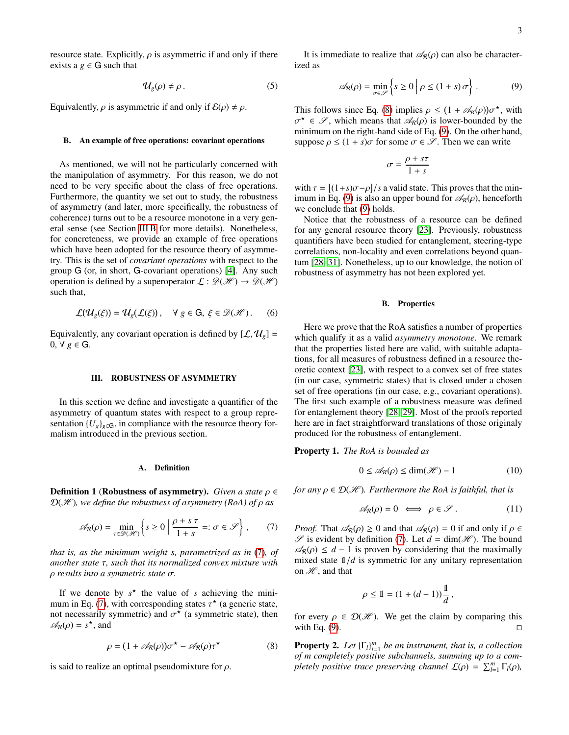resource state. Explicitly, $\rho$ is asymmetric if and only if there exists a $g \in \mathsf{G}$ such that

$$\mathcal{U}_g(\rho) \neq \rho\,. \tag{5}$$

Equivalently, $\rho$ is asymmetric if and only if $\mathcal{E}(\rho) \neq \rho$.

### B. An example of free operations: covariant operations

As mentioned, we will not be particularly concerned with the manipulation of asymmetry. For this reason, we do not need to be very specific about the class of free operations. Furthermore, the quantity we set out to study, the robustness of asymmetry (and later, more specifically, the robustness of coherence) turns out to be a resource monotone in a very general sense (see Section III B for more details). Nonetheless, for concreteness, we provide an example of free operations which have been adopted for the resource theory of asymmetry. This is the set of *covariant operations* with respect to the group $\mathsf{G}$ (or, in short, $\mathsf{G}$-covariant operations) [4]. Any such operation is defined by a superoperator $\mathcal{L} : \mathscr{D}(\mathscr{H}) \to \mathscr{D}(\mathscr{H})$ such that,

$$\mathcal{L}(\mathcal{U}_g(\xi)) = \mathcal{U}_g(\mathcal{L}(\xi))\,, \quad \forall\, g \in \mathsf{G},\ \xi \in \mathscr{D}(\mathscr{H})\,. \tag{6}$$

Equivalently, any covariant operation is defined by $[\mathcal{L}, \mathcal{U}_g] = 0$, $\forall\, g \in \mathsf{G}$.

## III. ROBUSTNESS OF ASYMMETRY

In this section we define and investigate a quantifier of the asymmetry of quantum states with respect to a group representation $\{U_g\}_{g\in\mathsf{G}}$, in compliance with the resource theory formalism introduced in the previous section.

### A. Definition

**Definition 1 (Robustness of asymmetry).** *Given a state $\rho \in \mathscr{D}(\mathscr{H})$, we define the robustness of asymmetry (RoA) of $\rho$ as*

$$\mathscr{A}_{\mathcal{R}}(\rho) = \min_{\tau\in\mathscr{D}(\mathscr{H})} \left\{ s \geq 0 \,\middle|\, \frac{\rho + s\,\tau}{1+s} =: \sigma \in \mathscr{S} \right\}, \tag{7}$$

*that is, as the minimum weight $s$, parametrized as in (7), of another state $\tau$, such that its normalized convex mixture with $\rho$ results into a symmetric state $\sigma$.*

If we denote by $s^\star$ the value of $s$ achieving the minimum in Eq. (7), with corresponding states $\tau^\star$ (a generic state, not necessarily symmetric) and $\sigma^\star$ (a symmetric state), then $\mathscr{A}_{\mathcal{R}}(\rho) = s^\star$, and

$$\rho = (1 + \mathscr{A}_{\mathcal{R}}(\rho))\sigma^\star - \mathscr{A}_{\mathcal{R}}(\rho)\tau^\star \tag{8}$$

is said to realize an optimal pseudomixture for $\rho$.

It is immediate to realize that $\mathscr{A}_{\mathcal{R}}(\rho)$ can also be characterized as

$$\mathscr{A}_{\mathcal{R}}(\rho) = \min_{\sigma\in\mathscr{S}} \left\{ s \geq 0 \,\middle|\, \rho \leq (1+s)\,\sigma \right\}. \tag{9}$$

This follows since Eq. (8) implies $\rho \leq (1 + \mathscr{A}_{\mathcal{R}}(\rho))\sigma^\star$, with $\sigma^\star \in \mathscr{S}$, which means that $\mathscr{A}_{\mathcal{R}}(\rho)$ is lower-bounded by the minimum on the right-hand side of Eq. (9). On the other hand, suppose $\rho \leq (1+s)\sigma$ for some $\sigma \in \mathscr{S}$. Then we can write

$$\sigma = \frac{\rho + s\tau}{1+s}$$

with $\tau = [(1+s)\sigma - \rho]/s$ a valid state. This proves that the minimum in Eq. (9) is also an upper bound for $\mathscr{A}_{\mathcal{R}}(\rho)$, henceforth we conclude that (9) holds.

Notice that the robustness of a resource can be defined for any general resource theory [23]. Previously, robustness quantifiers have been studied for entanglement, steering-type correlations, non-locality and even correlations beyond quantum [28–31]. Nonetheless, up to our knowledge, the notion of robustness of asymmetry has not been explored yet.

### B. Properties

Here we prove that the RoA satisfies a number of properties which qualify it as a valid *asymmetry monotone*. We remark that the properties listed here are valid, with suitable adaptations, for all measures of robustness defined in a resource theoretic context [23], with respect to a convex set of free states (in our case, symmetric states) that is closed under a chosen set of free operations (in our case, e.g., covariant operations). The first such example of a robustness measure was defined for entanglement theory [28, 29]. Most of the proofs reported here are in fact straightforward translations of those originaly produced for the robustness of entanglement.

**Property 1.** *The RoA is bounded as*

$$0 \leq \mathscr{A}_{\mathcal{R}}(\rho) \leq \dim(\mathscr{H}) - 1 \tag{10}$$

*for any $\rho \in \mathscr{D}(\mathscr{H})$. Furthermore the RoA is faithful, that is*

$$\mathscr{A}_{\mathcal{R}}(\rho) = 0 \iff \rho \in \mathscr{S}\,. \tag{11}$$

*Proof.* That $\mathscr{A}_{\mathcal{R}}(\rho) \geq 0$ and that $\mathscr{A}_{\mathcal{R}}(\rho) = 0$ if and only if $\rho \in \mathscr{S}$ is evident by definition (7). Let $d = \dim(\mathscr{H})$. The bound $\mathscr{A}_{\mathcal{R}}(\rho) \leq d - 1$ is proven by considering that the maximally mixed state $\mathbb{1}/d$ is symmetric for any unitary representation on $\mathscr{H}$, and that

$$\rho \leq \mathbb{1} = (1 + (d-1))\frac{\mathbb{1}}{d}\,,$$

for every $\rho \in \mathscr{D}(\mathscr{H})$. We get the claim by comparing this with Eq. (9). □

**Property 2.** *Let $\{\Gamma_l\}_{l=1}^m$ be an instrument, that is, a collection of $m$ completely positive subchannels, summing up to a completely positive trace preserving channel $\mathcal{L}(\rho) = \sum_{l=1}^m \Gamma_l(\rho)$,*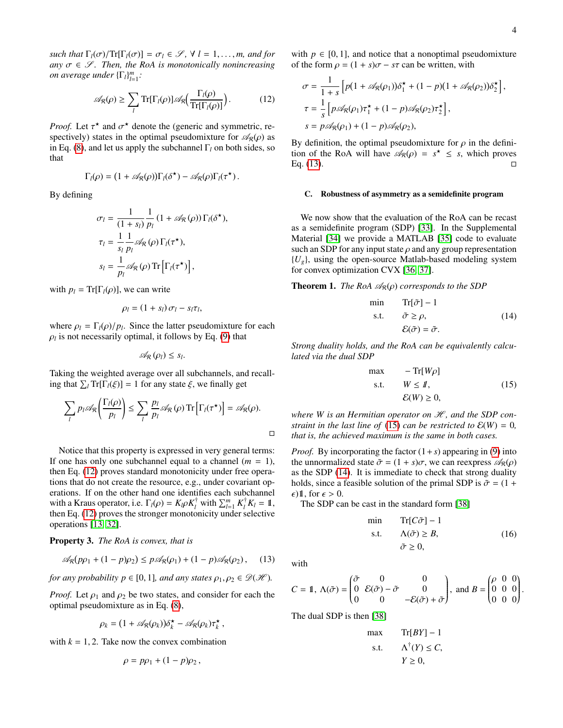*such that* $\Gamma_l(\sigma)/\mathrm{Tr}[\Gamma_l(\sigma)] = \sigma_l \in \mathscr{S}$, $\forall\, l = 1, \ldots, m$, *and for any* $\sigma \in \mathscr{S}$. *Then, the RoA is monotonically nonincreasing on average under* $\{\Gamma_l\}_{l=1}^m$*:*

$$\mathscr{A}_R(\rho) \geq \sum_l \mathrm{Tr}[\Gamma_l(\rho)]\mathscr{A}_R\Big(\frac{\Gamma_l(\rho)}{\mathrm{Tr}[\Gamma_l(\rho)]}\Big). \tag{12}$$

*Proof.* Let $\tau^\star$ and $\sigma^\star$ denote the (generic and symmetric, respectively) states in the optimal pseudomixture for $\mathscr{A}_R(\rho)$ as in Eq. (8), and let us apply the subchannel $\Gamma_l$ on both sides, so that

$$\Gamma_l(\rho) = (1 + \mathscr{A}_R(\rho))\Gamma_l(\delta^\star) - \mathscr{A}_R(\rho)\Gamma_l(\tau^\star)\,.$$

By defining

$$\sigma_l = \frac{1}{(1+s_l)}\frac{1}{p_l}\left(1 + \mathscr{A}_R(\rho)\right)\Gamma_l(\delta^\star),$$
$$\tau_l = \frac{1}{s_l}\frac{1}{p_l}\mathscr{A}_R(\rho)\,\Gamma_l(\tau^\star),$$
$$s_l = \frac{1}{p_l}\mathscr{A}_R(\rho)\,\mathrm{Tr}\left[\Gamma_l(\tau^\star)\right],$$

with $p_l = \mathrm{Tr}[\Gamma_l(\rho)]$, we can write

$$\rho_l = (1 + s_l)\,\sigma_l - s_l\tau_l,$$

where $\rho_l = \Gamma_l(\rho)/p_l$. Since the latter pseudomixture for each $\rho_l$ is not necessarily optimal, it follows by Eq. (9) that

$$\mathscr{A}_R(\rho_l) \leq s_l.$$

Taking the weighted average over all subchannels, and recalling that $\sum_l \mathrm{Tr}[\Gamma_l(\xi)] = 1$ for any state $\xi$, we finally get

$$\sum_l p_l\mathscr{A}_R\left(\frac{\Gamma_l(\rho)}{p_l}\right) \leq \sum_l \frac{p_l}{p_l}\mathscr{A}_R(\rho)\,\mathrm{Tr}\left[\Gamma_l(\tau^\star)\right] = \mathscr{A}_R(\rho).$$

□

Notice that this property is expressed in very general terms: If one has only one subchannel equal to a channel ($m = 1$), then Eq. (12) proves standard monotonicity under free operations that do not create the resource, e.g., under covariant operations. If on the other hand one identifies each subchannel with a Kraus operator, i.e. $\Gamma_l(\rho) = K_l\rho K_l^\dagger$ with $\sum_{l=1}^m K_l^\dagger K_l = \mathbb{1}$, then Eq. (12) proves the stronger monotonicity under selective operations [13, 32].

**Property 3.** *The RoA is convex, that is*

$$\mathscr{A}_R(p\rho_1 + (1-p)\rho_2) \leq p\mathscr{A}_R(\rho_1) + (1-p)\mathscr{A}_R(\rho_2)\,, \tag{13}$$

*for any probability* $p \in [0, 1]$, *and any states* $\rho_1, \rho_2 \in \mathscr{D}(\mathscr{H})$.

*Proof.* Let $\rho_1$ and $\rho_2$ be two states, and consider for each the optimal pseudomixture as in Eq. (8),

$$\rho_k = (1 + \mathscr{A}_R(\rho_k))\delta_k^\star - \mathscr{A}_R(\rho_k)\tau_k^\star\,,$$

with $k = 1, 2$. Take now the convex combination

$$\rho = p\rho_1 + (1-p)\rho_2\,,$$

with $p \in [0, 1]$, and notice that a nonoptimal pseudomixture of the form $\rho = (1 + s)\sigma - s\tau$ can be written, with

$$\sigma = \frac{1}{1+s}\left[p(1 + \mathscr{A}_R(\rho_1))\delta_1^\star + (1-p)(1 + \mathscr{A}_R(\rho_2))\delta_2^\star\right],$$
$$\tau = \frac{1}{s}\left[p\mathscr{A}_R(\rho_1)\tau_1^\star + (1-p)\mathscr{A}_R(\rho_2)\tau_2^\star\right],$$
$$s = p\mathscr{A}_R(\rho_1) + (1-p)\mathscr{A}_R(\rho_2),$$

By definition, the optimal pseudomixture for $\rho$ in the definition of the RoA will have $\mathscr{A}_R(\rho) = s^\star \leq s$, which proves Eq. (13). □

### C. Robustness of asymmetry as a semidefinite program

We now show that the evaluation of the RoA can be recast as a semidefinite program (SDP) [33]. In the Supplemental Material [34] we provide a MATLAB [35] code to evaluate such an SDP for any input state $\rho$ and any group representation $\{U_g\}$, using the open-source Matlab-based modeling system for convex optimization CVX [36, 37].

**Theorem 1.** *The RoA* $\mathscr{A}_R(\rho)$ *corresponds to the SDP*

$$\begin{aligned} \min \quad & \mathrm{Tr}[\tilde{\sigma}] - 1 \\ \text{s.t.} \quad & \tilde{\sigma} \geq \rho, \\ & \mathcal{E}(\tilde{\sigma}) = \tilde{\sigma}. \end{aligned} \tag{14}$$

*Strong duality holds, and the RoA can be equivalently calculated via the dual SDP*

$$\begin{aligned} \max \quad & -\mathrm{Tr}[W\rho] \\ \text{s.t.} \quad & W \leq \mathbb{1}, \\ & \mathcal{E}(W) \geq 0, \end{aligned} \tag{15}$$

*where* $W$ *is an Hermitian operator on* $\mathscr{H}$, *and the SDP constraint in the last line of* (15) *can be restricted to* $\mathcal{E}(W) = 0$, *that is, the achieved maximum is the same in both cases.*

*Proof.* By incorporating the factor $(1 + s)$ appearing in (9) into the unnormalized state $\tilde{\sigma} = (1 + s)\sigma$, we can reexpress $\mathscr{A}_R(\rho)$ as the SDP (14). It is immediate to check that strong duality holds, since a feasible solution of the primal SDP is $\tilde{\sigma} = (1 + \epsilon)\mathbb{1}$, for $\epsilon > 0$.

The SDP can be cast in the standard form [38]

$$\begin{aligned} \min \quad & \mathrm{Tr}[C\tilde{\sigma}] - 1 \\ \text{s.t.} \quad & \Lambda(\tilde{\sigma}) \geq B, \\ & \tilde{\sigma} \geq 0, \end{aligned} \tag{16}$$

with

$$C = \mathbb{1},\ \Lambda(\tilde{\sigma}) = \begin{pmatrix} \tilde{\sigma} & 0 & 0 \\ 0 & \mathcal{E}(\tilde{\sigma}) - \tilde{\sigma} & 0 \\ 0 & 0 & -\mathcal{E}(\tilde{\sigma}) + \tilde{\sigma} \end{pmatrix},\ \text{and } B = \begin{pmatrix} \rho & 0 & 0 \\ 0 & 0 & 0 \\ 0 & 0 & 0 \end{pmatrix}.$$

The dual SDP is then [38]

$$\begin{aligned} \max \quad & \mathrm{Tr}[BY] - 1 \\ \text{s.t.} \quad & \Lambda^\dagger(Y) \leq C, \\ & Y \geq 0, \end{aligned}$$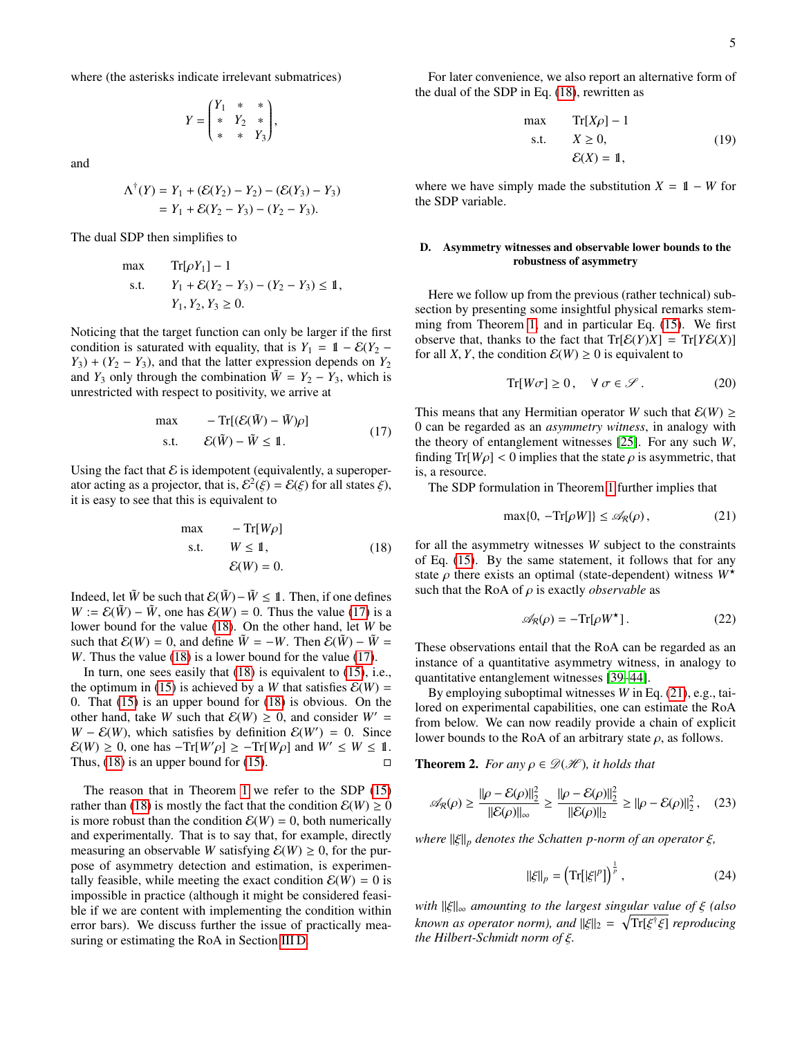where (the asterisks indicate irrelevant submatrices)

$$Y = \begin{pmatrix} Y_1 & * & * \\ * & Y_2 & * \\ * & * & Y_3 \end{pmatrix},$$

and

$$\begin{aligned} \Lambda^\dagger(Y) &= Y_1 + (\mathcal{E}(Y_2) - Y_2) - (\mathcal{E}(Y_3) - Y_3) \\ &= Y_1 + \mathcal{E}(Y_2 - Y_3) - (Y_2 - Y_3). \end{aligned}$$

The dual SDP then simplifies to

$$\begin{aligned} \max \quad & \mathrm{Tr}[\rho Y_1] - 1 \\ \text{s.t.} \quad & Y_1 + \mathcal{E}(Y_2 - Y_3) - (Y_2 - Y_3) \leq \mathbb{1}, \\ & Y_1, Y_2, Y_3 \geq 0. \end{aligned}$$

Noticing that the target function can only be larger if the first condition is saturated with equality, that is $Y_1 = \mathbb{1} - \mathcal{E}(Y_2 - Y_3) + (Y_2 - Y_3)$, and that the latter expression depends on $Y_2$ and $Y_3$ only through the combination $\tilde{W} = Y_2 - Y_3$, which is unrestricted with respect to positivity, we arrive at

$$\begin{aligned} \max \quad & -\mathrm{Tr}[(\mathcal{E}(\tilde{W}) - \tilde{W})\rho] \\ \text{s.t.} \quad & \mathcal{E}(\tilde{W}) - \tilde{W} \leq \mathbb{1}. \end{aligned} \tag{17}$$

Using the fact that $\mathcal{E}$ is idempotent (equivalently, a superoperator acting as a projector, that is, $\mathcal{E}^2(\xi) = \mathcal{E}(\xi)$ for all states $\xi$), it is easy to see that this is equivalent to

$$\begin{aligned} \max \quad & -\mathrm{Tr}[W\rho] \\ \text{s.t.} \quad & W \leq \mathbb{1}, \\ & \mathcal{E}(W) = 0. \end{aligned} \tag{18}$$

Indeed, let $\tilde{W}$ be such that $\mathcal{E}(\tilde{W}) - \tilde{W} \leq \mathbb{1}$. Then, if one defines $W := \mathcal{E}(\tilde{W}) - \tilde{W}$, one has $\mathcal{E}(W) = 0$. Thus the value (17) is a lower bound for the value (18). On the other hand, let $W$ be such that $\mathcal{E}(W) = 0$, and define $\tilde{W} = -W$. Then $\mathcal{E}(\tilde{W}) - \tilde{W} = W$. Thus the value (18) is a lower bound for the value (17).

In turn, one sees easily that (18) is equivalent to (15), i.e., the optimum in (15) is achieved by a $W$ that satisfies $\mathcal{E}(W) = 0$. That (15) is an upper bound for (18) is obvious. On the other hand, take $W$ such that $\mathcal{E}(W) \geq 0$, and consider $W' = W - \mathcal{E}(W)$, which satisfies by definition $\mathcal{E}(W') = 0$. Since $\mathcal{E}(W) \geq 0$, one has $-\mathrm{Tr}[W'\rho] \geq -\mathrm{Tr}[W\rho]$ and $W' \leq W \leq \mathbb{1}$. Thus, (18) is an upper bound for (15). □

The reason that in Theorem 1 we refer to the SDP (15) rather than (18) is mostly the fact that the condition $\mathcal{E}(W) \geq 0$ is more robust than the condition $\mathcal{E}(W) = 0$, both numerically and experimentally. That is to say that, for example, directly measuring an observable $W$ satisfying $\mathcal{E}(W) \geq 0$, for the purpose of asymmetry detection and estimation, is experimentally feasible, while meeting the exact condition $\mathcal{E}(W) = 0$ is impossible in practice (although it might be considered feasible if we are content with implementing the condition within error bars). We discuss further the issue of practically measuring or estimating the RoA in Section III D.

For later convenience, we also report an alternative form of the dual of the SDP in Eq. (18), rewritten as

$$\begin{aligned} \max \quad & \mathrm{Tr}[X\rho] - 1 \\ \text{s.t.} \quad & X \geq 0, \\ & \mathcal{E}(X) = \mathbb{1}, \end{aligned} \tag{19}$$

where we have simply made the substitution $X = \mathbb{1} - W$ for the SDP variable.

### D. Asymmetry witnesses and observable lower bounds to the robustness of asymmetry

Here we follow up from the previous (rather technical) subsection by presenting some insightful physical remarks stemming from Theorem 1, and in particular Eq. (15). We first observe that, thanks to the fact that $\mathrm{Tr}[\mathcal{E}(Y)X] = \mathrm{Tr}[Y\mathcal{E}(X)]$ for all $X, Y$, the condition $\mathcal{E}(W) \geq 0$ is equivalent to

$$\mathrm{Tr}[W\sigma] \geq 0\,, \quad \forall\, \sigma \in \mathscr{S}\,. \tag{20}$$

This means that any Hermitian operator $W$ such that $\mathcal{E}(W) \geq 0$ can be regarded as an *asymmetry witness*, in analogy with the theory of entanglement witnesses [25]. For any such $W$, finding $\mathrm{Tr}[W\rho] < 0$ implies that the state $\rho$ is asymmetric, that is, a resource.

The SDP formulation in Theorem 1 further implies that

$$\max\{0, -\mathrm{Tr}[\rho W]\} \leq \mathscr{A}_R(\rho)\,, \tag{21}$$

for all the asymmetry witnesses $W$ subject to the constraints of Eq. (15). By the same statement, it follows that for any state $\rho$ there exists an optimal (state-dependent) witness $W^\star$ such that the RoA of $\rho$ is exactly *observable* as

$$\mathscr{A}_R(\rho) = -\mathrm{Tr}[\rho W^\star]\,. \tag{22}$$

These observations entail that the RoA can be regarded as an instance of a quantitative asymmetry witness, in analogy to quantitative entanglement witnesses [39–44].

By employing suboptimal witnesses $W$ in Eq. (21), e.g., tailored on experimental capabilities, one can estimate the RoA from below. We can now readily provide a chain of explicit lower bounds to the RoA of an arbitrary state $\rho$, as follows.

**Theorem 2.** *For any $\rho \in \mathscr{D}(\mathscr{H})$, it holds that*

$$\mathscr{A}_R(\rho) \geq \frac{\|\rho - \mathcal{E}(\rho)\|_2^2}{\|\mathcal{E}(\rho)\|_\infty} \geq \frac{\|\rho - \mathcal{E}(\rho)\|_2^2}{\|\mathcal{E}(\rho)\|_2} \geq \|\rho - \mathcal{E}(\rho)\|_2^2\,, \tag{23}$$

*where $\|\xi\|_p$ denotes the Schatten $p$-norm of an operator $\xi$,*

$$\|\xi\|_p = \left(\mathrm{Tr}[|\xi|^p]\right)^{\frac{1}{p}}\,, \tag{24}$$

*with $\|\xi\|_\infty$ amounting to the largest singular value of $\xi$ (also known as operator norm), and $\|\xi\|_2 = \sqrt{\mathrm{Tr}[\xi^\dagger \xi]}$ reproducing the Hilbert-Schmidt norm of $\xi$.*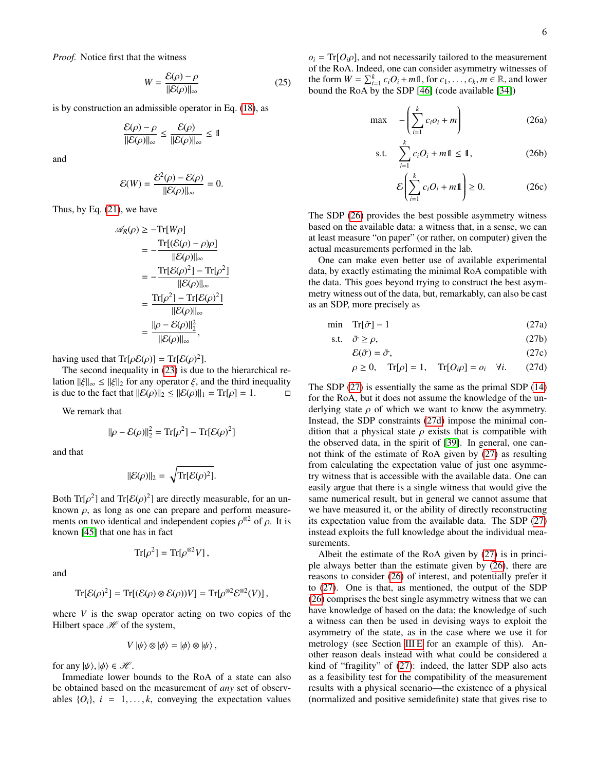*Proof.* Notice first that the witness

$$W = \frac{\mathcal{E}(\rho) - \rho}{\|\mathcal{E}(\rho)\|_\infty} \tag{25}$$

is by construction an admissible operator in Eq. (18), as

$$\frac{\mathcal{E}(\rho) - \rho}{\|\mathcal{E}(\rho)\|_\infty} \leq \frac{\mathcal{E}(\rho)}{\|\mathcal{E}(\rho)\|_\infty} \leq \mathbb{1}$$

and

$$\mathcal{E}(W) = \frac{\mathcal{E}^2(\rho) - \mathcal{E}(\rho)}{\|\mathcal{E}(\rho)\|_\infty} = 0.$$

Thus, by Eq. (21), we have

$$\begin{aligned}
\mathscr{A}_R(\rho) &\geq -\mathrm{Tr}[W\rho] \\
&= -\frac{\mathrm{Tr}[(\mathcal{E}(\rho) - \rho)\rho]}{\|\mathcal{E}(\rho)\|_\infty} \\
&= -\frac{\mathrm{Tr}[\mathcal{E}(\rho)^2] - \mathrm{Tr}[\rho^2]}{\|\mathcal{E}(\rho)\|_\infty} \\
&= \frac{\mathrm{Tr}[\rho^2] - \mathrm{Tr}[\mathcal{E}(\rho)^2]}{\|\mathcal{E}(\rho)\|_\infty} \\
&= \frac{\|\rho - \mathcal{E}(\rho)\|_2^2}{\|\mathcal{E}(\rho)\|_\infty},
\end{aligned}$$

having used that $\mathrm{Tr}[\rho\mathcal{E}(\rho)] = \mathrm{Tr}[\mathcal{E}(\rho)^2]$.

The second inequality in (23) is due to the hierarchical relation $\|\xi\|_\infty \leq \|\xi\|_2$ for any operator $\xi$, and the third inequality is due to the fact that $\|\mathcal{E}(\rho)\|_2 \leq \|\mathcal{E}(\rho)\|_1 = \mathrm{Tr}[\rho] = 1$. ◻

We remark that

$$\|\rho - \mathcal{E}(\rho)\|_2^2 = \mathrm{Tr}[\rho^2] - \mathrm{Tr}[\mathcal{E}(\rho)^2]$$

and that

$$\|\mathcal{E}(\rho)\|_2 = \sqrt{\mathrm{Tr}[\mathcal{E}(\rho)^2]}.$$

Both $\mathrm{Tr}[\rho^2]$ and $\mathrm{Tr}[\mathcal{E}(\rho)^2]$ are directly measurable, for an unknown $\rho$, as long as one can prepare and perform measurements on two identical and independent copies $\rho^{\otimes 2}$ of $\rho$. It is known [45] that one has in fact

$$\mathrm{Tr}[\rho^2] = \mathrm{Tr}[\rho^{\otimes 2} V],$$

and

$$\mathrm{Tr}[\mathcal{E}(\rho)^2] = \mathrm{Tr}[(\mathcal{E}(\rho) \otimes \mathcal{E}(\rho))V] = \mathrm{Tr}[\rho^{\otimes 2}\mathcal{E}^{\otimes 2}(V)],$$

where $V$ is the swap operator acting on two copies of the Hilbert space $\mathscr{H}$ of the system,

$$V\,|\psi\rangle \otimes |\phi\rangle = |\phi\rangle \otimes |\psi\rangle,$$

for any $|\psi\rangle, |\phi\rangle \in \mathscr{H}$.

Immediate lower bounds to the RoA of a state can also be obtained based on the measurement of *any* set of observables $\{O_i\}$, $i = 1, \ldots, k$, conveying the expectation values $o_i = \mathrm{Tr}[O_i\rho]$, and not necessarily tailored to the measurement of the RoA. Indeed, one can consider asymmetry witnesses of the form $W = \sum_{i=1}^k c_i O_i + m\mathbb{1}$, for $c_1, \ldots, c_k, m \in \mathbb{R}$, and lower bound the RoA by the SDP [46] (code available [34])

$$\max \quad -\left(\sum_{i=1}^k c_i o_i + m\right) \tag{26a}$$

$$\text{s.t.} \quad \sum_{i=1}^k c_i O_i + m\mathbb{1} \leq \mathbb{1}, \tag{26b}$$

$$\mathcal{E}\left(\sum_{i=1}^k c_i O_i + m\mathbb{1}\right) \geq 0. \tag{26c}$$

The SDP (26) provides the best possible asymmetry witness based on the available data: a witness that, in a sense, we can at least measure "on paper" (or rather, on computer) given the actual measurements performed in the lab.

One can make even better use of available experimental data, by exactly estimating the minimal RoA compatible with the data. This goes beyond trying to construct the best asymmetry witness out of the data, but, remarkably, can also be cast as an SDP, more precisely as

$$\min \quad \mathrm{Tr}[\tilde{\sigma}] - 1 \tag{27a}$$

$$\text{s.t.} \quad \tilde{\sigma} \geq \rho, \tag{27b}$$

$$\mathcal{E}(\tilde{\sigma}) = \tilde{\sigma}, \tag{27c}$$

$$\rho \geq 0, \quad \mathrm{Tr}[\rho] = 1, \quad \mathrm{Tr}[O_i\rho] = o_i \quad \forall i. \tag{27d}$$

The SDP (27) is essentially the same as the primal SDP (14) for the RoA, but it does not assume the knowledge of the underlying state $\rho$ of which we want to know the asymmetry. Instead, the SDP constraints (27d) impose the minimal condition that a physical state $\rho$ exists that is compatible with the observed data, in the spirit of [39]. In general, one cannot think of the estimate of RoA given by (27) as resulting from calculating the expectation value of just one asymmetry witness that is accessible with the available data. One can easily argue that there is a single witness that would give the same numerical result, but in general we cannot assume that we have measured it, or the ability of directly reconstructing its expectation value from the available data. The SDP (27) instead exploits the full knowledge about the individual measurements.

Albeit the estimate of the RoA given by (27) is in principle always better than the estimate given by (26), there are reasons to consider (26) of interest, and potentially prefer it to (27). One is that, as mentioned, the output of the SDP (26) comprises the best single asymmetry witness that we can have knowledge of based on the data; the knowledge of such a witness can then be used in devising ways to exploit the asymmetry of the state, as in the case where we use it for metrology (see Section III E for an example of this). Another reason deals instead with what could be considered a kind of "fragility" of (27): indeed, the latter SDP also acts as a feasibility test for the compatibility of the measurement results with a physical scenario—the existence of a physical (normalized and positive semidefinite) state that gives rise to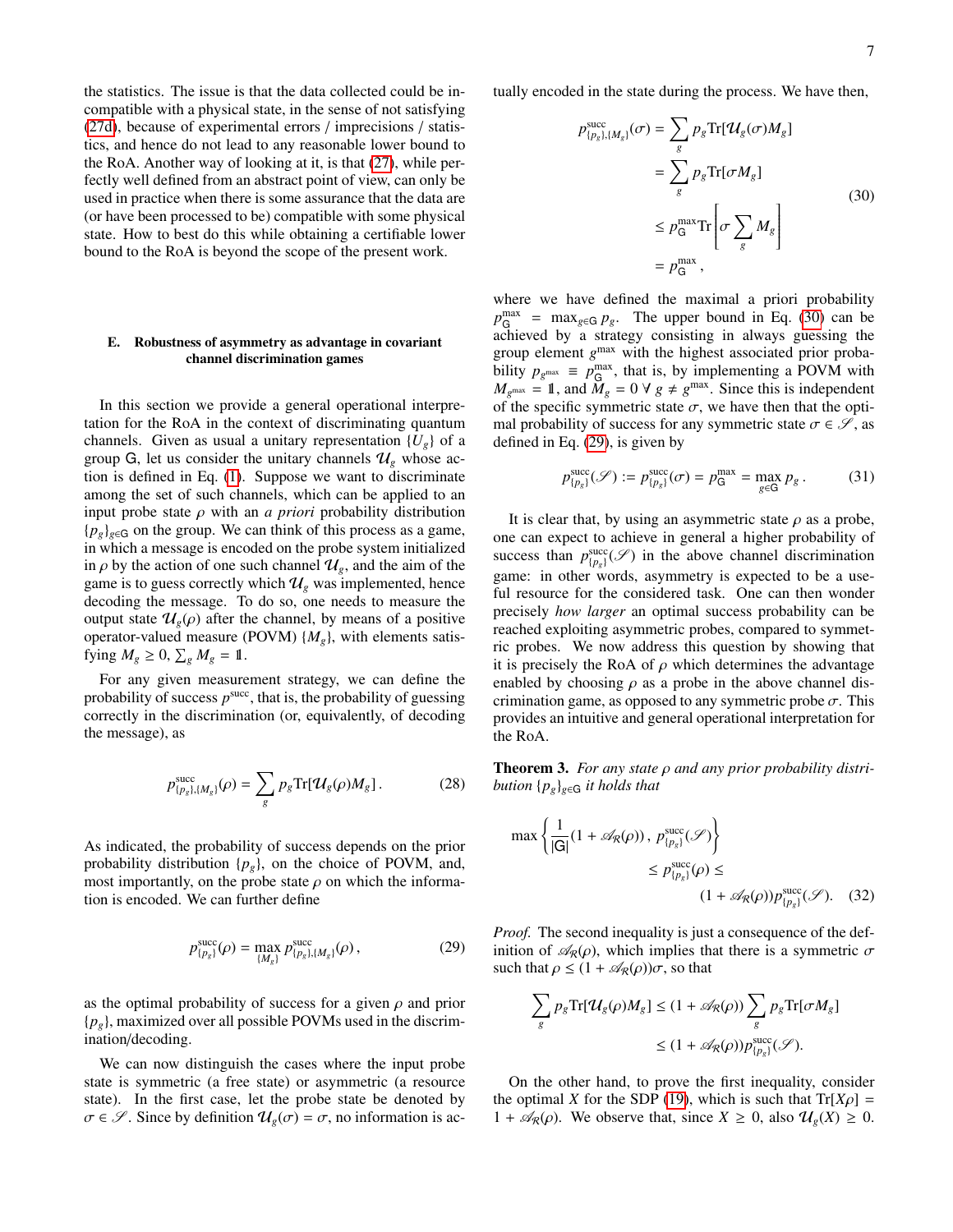the statistics. The issue is that the data collected could be incompatible with a physical state, in the sense of not satisfying (27d), because of experimental errors / imprecisions / statistics, and hence do not lead to any reasonable lower bound to the RoA. Another way of looking at it, is that (27), while perfectly well defined from an abstract point of view, can only be used in practice when there is some assurance that the data are (or have been processed to be) compatible with some physical state. How to best do this while obtaining a certifiable lower bound to the RoA is beyond the scope of the present work.

### E. Robustness of asymmetry as advantage in covariant channel discrimination games

In this section we provide a general operational interpretation for the RoA in the context of discriminating quantum channels. Given as usual a unitary representation $\{U_g\}$ of a group $\mathsf{G}$, let us consider the unitary channels $\mathcal{U}_g$ whose action is defined in Eq. (1). Suppose we want to discriminate among the set of such channels, which can be applied to an input probe state $\rho$ with an *a priori* probability distribution $\{p_g\}_{g\in\mathsf{G}}$ on the group. We can think of this process as a game, in which a message is encoded on the probe system initialized in $\rho$ by the action of one such channel $\mathcal{U}_g$, and the aim of the game is to guess correctly which $\mathcal{U}_g$ was implemented, hence decoding the message. To do so, one needs to measure the output state $\mathcal{U}_g(\rho)$ after the channel, by means of a positive operator-valued measure (POVM) $\{M_g\}$, with elements satisfying $M_g \geq 0$, $\sum_g M_g = \mathbb{1}$.

For any given measurement strategy, we can define the probability of success $p^{\rm succ}$, that is, the probability of guessing correctly in the discrimination (or, equivalently, of decoding the message), as

$$
p^{\rm succ}_{\{p_g\},\{M_g\}}(\rho) = \sum_g p_g \mathrm{Tr}[\mathcal{U}_g(\rho) M_g]\,. \tag{28}
$$

As indicated, the probability of success depends on the prior probability distribution $\{p_g\}$, on the choice of POVM, and, most importantly, on the probe state $\rho$ on which the information is encoded. We can further define

$$
p^{\rm succ}_{\{p_g\}}(\rho) = \max_{\{M_g\}} p^{\rm succ}_{\{p_g\},\{M_g\}}(\rho)\,, \tag{29}
$$

as the optimal probability of success for a given $\rho$ and prior $\{p_g\}$, maximized over all possible POVMs used in the discrimination/decoding.

We can now distinguish the cases where the input probe state is symmetric (a free state) or asymmetric (a resource state). In the first case, let the probe state be denoted by $\sigma \in \mathscr{S}$. Since by definition $\mathcal{U}_g(\sigma) = \sigma$, no information is actually encoded in the state during the process. We have then,

$$
\begin{aligned}
p^{\rm succ}_{\{p_g\},\{M_g\}}(\sigma) &= \sum_g p_g \mathrm{Tr}[\mathcal{U}_g(\sigma) M_g] \\
&= \sum_g p_g \mathrm{Tr}[\sigma M_g] \\
&\leq p^{\max}_{\mathsf{G}} \mathrm{Tr}\left[\sigma \sum_g M_g\right] \\
&= p^{\max}_{\mathsf{G}}\,,
\end{aligned} \tag{30}
$$

where we have defined the maximal a priori probability $p^{\max}_{\mathsf{G}} = \max_{g\in\mathsf{G}} p_g$. The upper bound in Eq. (30) can be achieved by a strategy consisting in always guessing the group element $g^{\max}$ with the highest associated prior probability $p_{g^{\max}} \equiv p^{\max}_{\mathsf{G}}$, that is, by implementing a POVM with $M_{g^{\max}} = \mathbb{1}$, and $M_g = 0 \;\forall\, g \neq g^{\max}$. Since this is independent of the specific symmetric state $\sigma$, we have then that the optimal probability of success for any symmetric state $\sigma \in \mathscr{S}$, as defined in Eq. (29), is given by

$$
p^{\rm succ}_{\{p_g\}}(\mathscr{S}) := p^{\rm succ}_{\{p_g\}}(\sigma) = p^{\max}_{\mathsf{G}} = \max_{g\in\mathsf{G}} p_g\,. \tag{31}
$$

It is clear that, by using an asymmetric state $\rho$ as a probe, one can expect to achieve in general a higher probability of success than $p^{\rm succ}_{\{p_g\}}(\mathscr{S})$ in the above channel discrimination game: in other words, asymmetry is expected to be a useful resource for the considered task. One can then wonder precisely *how larger* an optimal success probability can be reached exploiting asymmetric probes, compared to symmetric probes. We now address this question by showing that it is precisely the RoA of $\rho$ which determines the advantage enabled by choosing $\rho$ as a probe in the above channel discrimination game, as opposed to any symmetric probe $\sigma$. This provides an intuitive and general operational interpretation for the RoA.

**Theorem 3.** *For any state $\rho$ and any prior probability distribution $\{p_g\}_{g\in\mathsf{G}}$ it holds that*

$$
\begin{aligned}
\max\left\{\frac{1}{|\mathsf{G}|}(1+\mathscr{A}_R(\rho))\,,\, p^{\rm succ}_{\{p_g\}}(\mathscr{S})\right\} \\
\leq p^{\rm succ}_{\{p_g\}}(\rho) \leq \\
(1+\mathscr{A}_R(\rho))\,p^{\rm succ}_{\{p_g\}}(\mathscr{S}).
\end{aligned} \tag{32}
$$

*Proof.* The second inequality is just a consequence of the definition of $\mathscr{A}_R(\rho)$, which implies that there is a symmetric $\sigma$ such that $\rho \leq (1+\mathscr{A}_R(\rho))\sigma$, so that

$$
\begin{aligned}
\sum_g p_g \mathrm{Tr}[\mathcal{U}_g(\rho) M_g] &\leq (1+\mathscr{A}_R(\rho)) \sum_g p_g \mathrm{Tr}[\sigma M_g] \\
&\leq (1+\mathscr{A}_R(\rho))\,p^{\rm succ}_{\{p_g\}}(\mathscr{S}).
\end{aligned}
$$

On the other hand, to prove the first inequality, consider the optimal $X$ for the SDP (19), which is such that $\mathrm{Tr}[X\rho] = 1+\mathscr{A}_R(\rho)$. We observe that, since $X \geq 0$, also $\mathcal{U}_g(X) \geq 0$.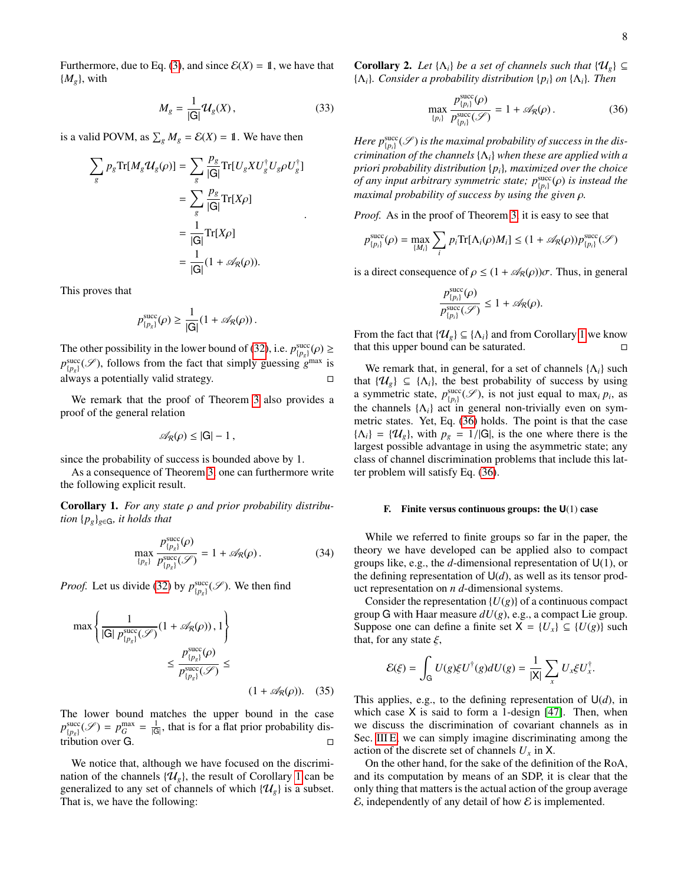Furthermore, due to Eq. (3), and since $\mathcal{E}(X) = \mathbb{1}$, we have that $\{M_g\}$, with

$$M_g = \frac{1}{|\mathsf{G}|}\mathcal{U}_g(X)\,, \tag{33}$$

is a valid POVM, as $\sum_g M_g = \mathcal{E}(X) = \mathbb{1}$. We have then

$$\begin{aligned}
\sum_g p_g \mathrm{Tr}[M_g \mathcal{U}_g(\rho)] &= \sum_g \frac{p_g}{|\mathsf{G}|}\mathrm{Tr}[U_g X U_g^\dagger U_g \rho U_g^\dagger] \\
&= \sum_g \frac{p_g}{|\mathsf{G}|}\mathrm{Tr}[X\rho] \\
&= \frac{1}{|\mathsf{G}|}\mathrm{Tr}[X\rho] \\
&= \frac{1}{|\mathsf{G}|}(1+\mathscr{A}_R(\rho)).
\end{aligned}$$

This proves that

$$p^{\mathrm{succ}}_{\{p_g\}}(\rho) \geq \frac{1}{|\mathsf{G}|}(1+\mathscr{A}_R(\rho))\,.$$

The other possibility in the lower bound of (32), i.e. $p^{\mathrm{succ}}_{\{p_g\}}(\rho) \geq p^{\mathrm{succ}}_{\{p_g\}}(\mathscr{S})$, follows from the fact that simply guessing $g^{\max}$ is always a potentially valid strategy. $\square$

We remark that the proof of Theorem 3 also provides a proof of the general relation

$$\mathscr{A}_R(\rho) \leq |\mathsf{G}| - 1\,,$$

since the probability of success is bounded above by 1.

As a consequence of Theorem 3, one can furthermore write the following explicit result.

**Corollary 1.** *For any state $\rho$ and prior probability distribution $\{p_g\}_{g\in\mathsf{G}}$, it holds that*

$$\max_{\{p_g\}} \frac{p^{\mathrm{succ}}_{\{p_g\}}(\rho)}{p^{\mathrm{succ}}_{\{p_g\}}(\mathscr{S})} = 1 + \mathscr{A}_R(\rho)\,. \tag{34}$$

*Proof.* Let us divide (32) by $p^{\mathrm{succ}}_{\{p_g\}}(\mathscr{S})$. We then find

$$\begin{aligned}
\max\left\{\frac{1}{|\mathsf{G}|\, p^{\mathrm{succ}}_{\{p_g\}}(\mathscr{S})}(1+\mathscr{A}_R(\rho))\,,1\right\} \\
\leq \frac{p^{\mathrm{succ}}_{\{p_g\}}(\rho)}{p^{\mathrm{succ}}_{\{p_g\}}(\mathscr{S})} \leq \\
(1+\mathscr{A}_R(\rho)).
\end{aligned} \tag{35}$$

The lower bound matches the upper bound in the case $p^{\mathrm{succ}}_{\{p_g\}}(\mathscr{S}) = p^{\max}_G = \frac{1}{|\mathsf{G}|}$, that is for a flat prior probability distribution over $\mathsf{G}$. $\square$

We notice that, although we have focused on the discrimination of the channels $\{\mathcal{U}_g\}$, the result of Corollary 1 can be generalized to any set of channels of which $\{\mathcal{U}_g\}$ is a subset. That is, we have the following:

**Corollary 2.** *Let $\{\Lambda_i\}$ be a set of channels such that $\{\mathcal{U}_g\} \subseteq \{\Lambda_i\}$. Consider a probability distribution $\{p_i\}$ on $\{\Lambda_i\}$. Then*

$$\max_{\{p_i\}} \frac{p^{\mathrm{succ}}_{\{p_i\}}(\rho)}{p^{\mathrm{succ}}_{\{p_i\}}(\mathscr{S})} = 1 + \mathscr{A}_R(\rho)\,. \tag{36}$$

*Here $p^{\mathrm{succ}}_{\{p_i\}}(\mathscr{S})$ is the maximal probability of success in the discrimination of the channels $\{\Lambda_i\}$ when these are applied with a priori probability distribution $\{p_i\}$, maximized over the choice of any input arbitrary symmetric state; $p^{\mathrm{succ}}_{\{p_i\}}(\rho)$ is instead the maximal probability of success by using the given $\rho$.*

*Proof.* As in the proof of Theorem 3, it is easy to see that

$$p^{\mathrm{succ}}_{\{p_i\}}(\rho) = \max_{\{M_i\}} \sum_i p_i \mathrm{Tr}[\Lambda_i(\rho)M_i] \leq (1+\mathscr{A}_R(\rho))p^{\mathrm{succ}}_{\{p_i\}}(\mathscr{S})$$

is a direct consequence of $\rho \leq (1+\mathscr{A}_R(\rho))\sigma$. Thus, in general

$$\frac{p^{\mathrm{succ}}_{\{p_i\}}(\rho)}{p^{\mathrm{succ}}_{\{p_i\}}(\mathscr{S})} \leq 1 + \mathscr{A}_R(\rho).$$

From the fact that $\{\mathcal{U}_g\} \subseteq \{\Lambda_i\}$ and from Corollary 1 we know that this upper bound can be saturated. $\square$

We remark that, in general, for a set of channels $\{\Lambda_i\}$ such that $\{\mathcal{U}_g\} \subseteq \{\Lambda_i\}$, the best probability of success by using a symmetric state, $p^{\mathrm{succ}}_{\{p_i\}}(\mathscr{S})$, is not just equal to $\max_i p_i$, as the channels $\{\Lambda_i\}$ act in general non-trivially even on symmetric states. Yet, Eq. (36) holds. The point is that the case $\{\Lambda_i\} = \{\mathcal{U}_g\}$, with $p_g = 1/|\mathsf{G}|$, is the one where there is the largest possible advantage in using the asymmetric state; any class of channel discrimination problems that include this latter problem will satisfy Eq. (36).

### F. Finite versus continuous groups: the $\mathsf{U}(1)$ case

While we referred to finite groups so far in the paper, the theory we have developed can be applied also to compact groups like, e.g., the $d$-dimensional representation of $\mathsf{U}(1)$, or the defining representation of $\mathsf{U}(d)$, as well as its tensor product representation on $n$ $d$-dimensional systems.

Consider the representation $\{U(g)\}$ of a continuous compact group $\mathsf{G}$ with Haar measure $dU(g)$, e.g., a compact Lie group. Suppose one can define a finite set $\mathsf{X} = \{U_x\} \subseteq \{U(g)\}$ such that, for any state $\xi$,

$$\mathcal{E}(\xi) = \int_{\mathsf{G}} U(g)\xi U^\dagger(g) dU(g) = \frac{1}{|\mathsf{X}|}\sum_x U_x \xi U_x^\dagger.$$

This applies, e.g., to the defining representation of $\mathsf{U}(d)$, in which case $\mathsf{X}$ is said to form a 1-design [47]. Then, when we discuss the discrimination of covariant channels as in Sec. III E, we can simply imagine discriminating among the action of the discrete set of channels $U_x$ in $\mathsf{X}$.

On the other hand, for the sake of the definition of the RoA, and its computation by means of an SDP, it is clear that the only thing that matters is the actual action of the group average $\mathcal{E}$, independently of any detail of how $\mathcal{E}$ is implemented.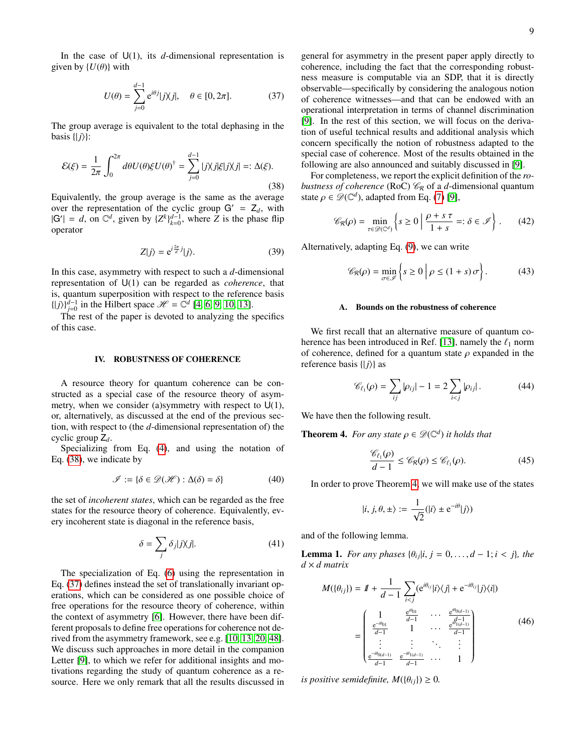In the case of U(1), its $d$-dimensional representation is given by $\{U(\theta)\}$ with

$$U(\theta) = \sum_{j=0}^{d-1} e^{i\theta j}|j\rangle\langle j|, \quad \theta \in [0, 2\pi]. \tag{37}$$

The group average is equivalent to the total dephasing in the basis $\{|j\rangle\}$:

$$\mathcal{E}(\xi) = \frac{1}{2\pi}\int_0^{2\pi} d\theta U(\theta)\xi U(\theta)^\dagger = \sum_{j=0}^{d-1} |j\rangle\langle j|\xi|j\rangle\langle j| =: \Delta(\xi). \tag{38}$$

Equivalently, the group average is the same as the average over the representation of the cyclic group $\mathsf{G}' = \mathsf{Z}_d$, with $|\mathsf{G}'| = d$, on $\mathbb{C}^d$, given by $\{Z^k\}_{k=0}^{d-1}$, where $Z$ is the phase flip operator

$$Z|j\rangle = e^{i\frac{2\pi}{d}j}|j\rangle. \tag{39}$$

In this case, asymmetry with respect to such a $d$-dimensional representation of U(1) can be regarded as *coherence*, that is, quantum superposition with respect to the reference basis $\{|j\rangle\}_{j=0}^{d-1}$ in the Hilbert space $\mathscr{H} = \mathbb{C}^d$ [4, 6, 9, 10, 13].

The rest of the paper is devoted to analyzing the specifics of this case.

## IV. ROBUSTNESS OF COHERENCE

A resource theory for quantum coherence can be constructed as a special case of the resource theory of asymmetry, when we consider (a)symmetry with respect to U(1), or, alternatively, as discussed at the end of the previous section, with respect to (the $d$-dimensional representation of) the cyclic group $\mathsf{Z}_d$.

Specializing from Eq. (4), and using the notation of Eq. (38), we indicate by

$$\mathscr{I} := \{\delta \in \mathscr{D}(\mathscr{H}) : \Delta(\delta) = \delta\} \tag{40}$$

the set of *incoherent states*, which can be regarded as the free states for the resource theory of coherence. Equivalently, every incoherent state is diagonal in the reference basis,

$$\delta = \sum_j \delta_j |j\rangle\langle j|. \tag{41}$$

The specialization of Eq. (6) using the representation in Eq. (37) defines instead the set of translationally invariant operations, which can be considered as one possible choice of free operations for the resource theory of coherence, within the context of asymmetry [6]. However, there have been different proposals to define free operations for coherence not derived from the asymmetry framework, see e.g. [10, 13, 20, 48]. We discuss such approaches in more detail in the companion Letter [9], to which we refer for additional insights and motivations regarding the study of quantum coherence as a resource. Here we only remark that all the results discussed in general for asymmetry in the present paper apply directly to coherence, including the fact that the corresponding robustness measure is computable via an SDP, that it is directly observable—specifically by considering the analogous notion of coherence witnesses—and that can be endowed with an operational interpretation in terms of channel discrimination [9]. In the rest of this section, we will focus on the derivation of useful technical results and additional analysis which concern specifically the notion of robustness adapted to the special case of coherence. Most of the results obtained in the following are also announced and suitably discussed in [9].

For completeness, we report the explicit definition of the *robustness of coherence* (RoC) $\mathscr{C}_\mathcal{R}$ of a $d$-dimensional quantum state $\rho \in \mathscr{D}(\mathbb{C}^d)$, adapted from Eq. (7) [9],

$$\mathscr{C}_\mathcal{R}(\rho) = \min_{\tau \in \mathscr{D}(\mathbb{C}^d)} \left\{ s \geq 0 \,\middle|\, \frac{\rho + s\,\tau}{1+s} =: \delta \in \mathscr{I} \right\}. \tag{42}$$

Alternatively, adapting Eq. (9), we can write

$$\mathscr{C}_\mathcal{R}(\rho) = \min_{\sigma \in \mathscr{I}} \left\{ s \geq 0 \,\middle|\, \rho \leq (1+s)\,\sigma \right\}. \tag{43}$$

### A. Bounds on the robustness of coherence

We first recall that an alternative measure of quantum coherence has been introduced in Ref. [13], namely the $\ell_1$ norm of coherence, defined for a quantum state $\rho$ expanded in the reference basis $\{|j\rangle\}$ as

$$\mathscr{C}_{\ell_1}(\rho) = \sum_{ij} |\rho_{ij}| - 1 = 2\sum_{i<j} |\rho_{ij}|. \tag{44}$$

We have then the following result.

**Theorem 4.** *For any state $\rho \in \mathscr{D}(\mathbb{C}^d)$ it holds that*

$$\frac{\mathscr{C}_{\ell_1}(\rho)}{d-1} \leq \mathscr{C}_\mathcal{R}(\rho) \leq \mathscr{C}_{\ell_1}(\rho). \tag{45}$$

In order to prove Theorem 4, we will make use of the states

$$|i, j, \theta, \pm\rangle := \frac{1}{\sqrt{2}}(|i\rangle \pm e^{-i\theta}|j\rangle)$$

and of the following lemma.

**Lemma 1.** *For any phases $\{\theta_{ij} | i, j = 0, \ldots, d-1; i < j\}$, the $d \times d$ matrix*

$$M(\{\theta_{ij}\}) = \mathbb{1} + \frac{1}{d-1}\sum_{i<j}(e^{i\theta_{ij}}|i\rangle\langle j| + e^{-i\theta_{ij}}|j\rangle\langle i|) = \begin{pmatrix} 1 & \frac{e^{i\theta_{01}}}{d-1} & \cdots & \frac{e^{i\theta_{0(d-1)}}}{d-1} \\ \frac{e^{-i\theta_{01}}}{d-1} & 1 & \cdots & \frac{e^{i\theta_{1(d-1)}}}{d-1} \\ \vdots & \vdots & \ddots & \vdots \\ \frac{e^{-i\theta_{0(d-1)}}}{d-1} & \frac{e^{-i\theta_{1(d-1)}}}{d-1} & \cdots & 1 \end{pmatrix} \tag{46}$$

*is positive semidefinite, $M(\{\theta_{ij}\}) \geq 0$.*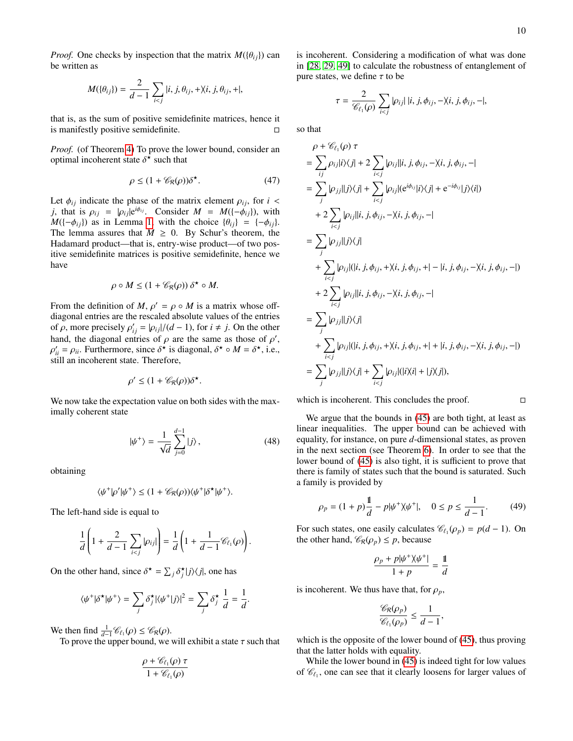*Proof.* One checks by inspection that the matrix $M(\{\theta_{ij}\})$ can be written as

$$M(\{\theta_{ij}\}) = \frac{2}{d-1}\sum_{i<j}|i,j,\theta_{ij},+\rangle\langle i,j,\theta_{ij},+|,$$

that is, as the sum of positive semidefinite matrices, hence it is manifestly positive semidefinite. $\square$

*Proof.* (of Theorem 4) To prove the lower bound, consider an optimal incoherent state $\delta^\star$ such that

$$\rho \le (1+\mathscr{C}_\mathcal{R}(\rho))\delta^\star. \tag{47}$$

Let $\phi_{ij}$ indicate the phase of the matrix element $\rho_{ij}$, for $i<j$, that is $\rho_{ij} = |\rho_{ij}|e^{i\phi_{ij}}$. Consider $M = M(\{-\phi_{ij}\})$, with $M(\{-\phi_{ij}\})$ as in Lemma 1, with the choice $\{\theta_{ij}\} = \{-\phi_{ij}\}$. The lemma assures that $M \ge 0$. By Schur's theorem, the Hadamard product—that is, entry-wise product—of two positive semidefinite matrices is positive semidefinite, hence we have

$$\rho\circ M \le (1+\mathscr{C}_\mathcal{R}(\rho))\,\delta^\star\circ M.$$

From the definition of $M$, $\rho' = \rho\circ M$ is a matrix whose off-diagonal entries are the rescaled absolute values of the entries of $\rho$, more precisely $\rho'_{ij} = |\rho_{ij}|/(d-1)$, for $i\ne j$. On the other hand, the diagonal entries of $\rho$ are the same as those of $\rho'$, $\rho'_{ii} = \rho_{ii}$. Furthermore, since $\delta^\star$ is diagonal, $\delta^\star\circ M = \delta^\star$, i.e., still an incoherent state. Therefore,

$$\rho' \le (1+\mathscr{C}_\mathcal{R}(\rho))\delta^\star.$$

We now take the expectation value on both sides with the maximally coherent state

$$|\psi^+\rangle = \frac{1}{\sqrt{d}}\sum_{j=0}^{d-1}|j\rangle, \tag{48}$$

obtaining

$$\langle\psi^+|\rho'|\psi^+\rangle \le (1+\mathscr{C}_\mathcal{R}(\rho))\langle\psi^+|\delta^\star|\psi^+\rangle.$$

The left-hand side is equal to

$$\frac{1}{d}\left(1+\frac{2}{d-1}\sum_{i<j}|\rho_{ij}|\right) = \frac{1}{d}\left(1+\frac{1}{d-1}\mathscr{C}_{\ell_1}(\rho)\right).$$

On the other hand, since $\delta^\star = \sum_j \delta^\star_j|j\rangle\langle j|$, one has

$$\langle\psi^+|\delta^\star|\psi^+\rangle = \sum_j \delta^\star_j|\langle\psi^+|j\rangle|^2 = \sum_j \delta^\star_j\,\frac{1}{d} = \frac{1}{d}.$$

We then find $\frac{1}{d-1}\mathscr{C}_{\ell_1}(\rho) \le \mathscr{C}_\mathcal{R}(\rho)$.

To prove the upper bound, we will exhibit a state $\tau$ such that

$$\frac{\rho+\mathscr{C}_{\ell_1}(\rho)\,\tau}{1+\mathscr{C}_{\ell_1}(\rho)}$$

is incoherent. Considering a modification of what was done in [28, 29, 49] to calculate the robustness of entanglement of pure states, we define $\tau$ to be

$$\tau = \frac{2}{\mathscr{C}_{\ell_1}(\rho)}\sum_{i<j}|\rho_{ij}|\,|i,j,\phi_{ij},-\rangle\langle i,j,\phi_{ij},-|,$$

so that

$$\begin{aligned}
&\rho+\mathscr{C}_{\ell_1}(\rho)\,\tau \\
&= \sum_{ij}\rho_{ij}|i\rangle\langle j| + 2\sum_{i<j}|\rho_{ij}||i,j,\phi_{ij},-\rangle\langle i,j,\phi_{ij},-| \\
&= \sum_j|\rho_{jj}||j\rangle\langle j| + \sum_{i<j}|\rho_{ij}|(e^{i\phi_{ij}}|i\rangle\langle j| + e^{-i\phi_{ij}}|j\rangle\langle i|) \\
&\quad + 2\sum_{i<j}|\rho_{ij}||i,j,\phi_{ij},-\rangle\langle i,j,\phi_{ij},-| \\
&= \sum_j|\rho_{jj}||j\rangle\langle j| \\
&\quad + \sum_{i<j}|\rho_{ij}|(|i,j,\phi_{ij},+\rangle\langle i,j,\phi_{ij},+| - |i,j,\phi_{ij},-\rangle\langle i,j,\phi_{ij},-|) \\
&\quad + 2\sum_{i<j}|\rho_{ij}||i,j,\phi_{ij},-\rangle\langle i,j,\phi_{ij},-| \\
&= \sum_j|\rho_{jj}||j\rangle\langle j| \\
&\quad + \sum_{i<j}|\rho_{ij}|(|i,j,\phi_{ij},+\rangle\langle i,j,\phi_{ij},+| + |i,j,\phi_{ij},-\rangle\langle i,j,\phi_{ij},-|) \\
&= \sum_j|\rho_{jj}||j\rangle\langle j| + \sum_{i<j}|\rho_{ij}|(|i\rangle\langle i| + |j\rangle\langle j|),
\end{aligned}$$

which is incoherent. This concludes the proof. $\square$

We argue that the bounds in (45) are both tight, at least as linear inequalities. The upper bound can be achieved with equality, for instance, on pure $d$-dimensional states, as proven in the next section (see Theorem 6). In order to see that the lower bound of (45) is also tight, it is sufficient to prove that there is family of states such that the bound is saturated. Such a family is provided by

$$\rho_p = (1+p)\frac{\mathbb{1}}{d} - p|\psi^+\rangle\langle\psi^+|, \quad 0\le p\le\frac{1}{d-1}. \tag{49}$$

For such states, one easily calculates $\mathscr{C}_{\ell_1}(\rho_p) = p(d-1)$. On the other hand, $\mathscr{C}_\mathcal{R}(\rho_p)\le p$, because

$$\frac{\rho_p + p|\psi^+\rangle\langle\psi^+|}{1+p} = \frac{\mathbb{1}}{d}$$

is incoherent. We thus have that, for $\rho_p$,

$$\frac{\mathscr{C}_\mathcal{R}(\rho_p)}{\mathscr{C}_{\ell_1}(\rho_p)} \le \frac{1}{d-1},$$

which is the opposite of the lower bound of (45), thus proving that the latter holds with equality.

While the lower bound in (45) is indeed tight for low values of $\mathscr{C}_{\ell_1}$, one can see that it clearly loosens for larger values of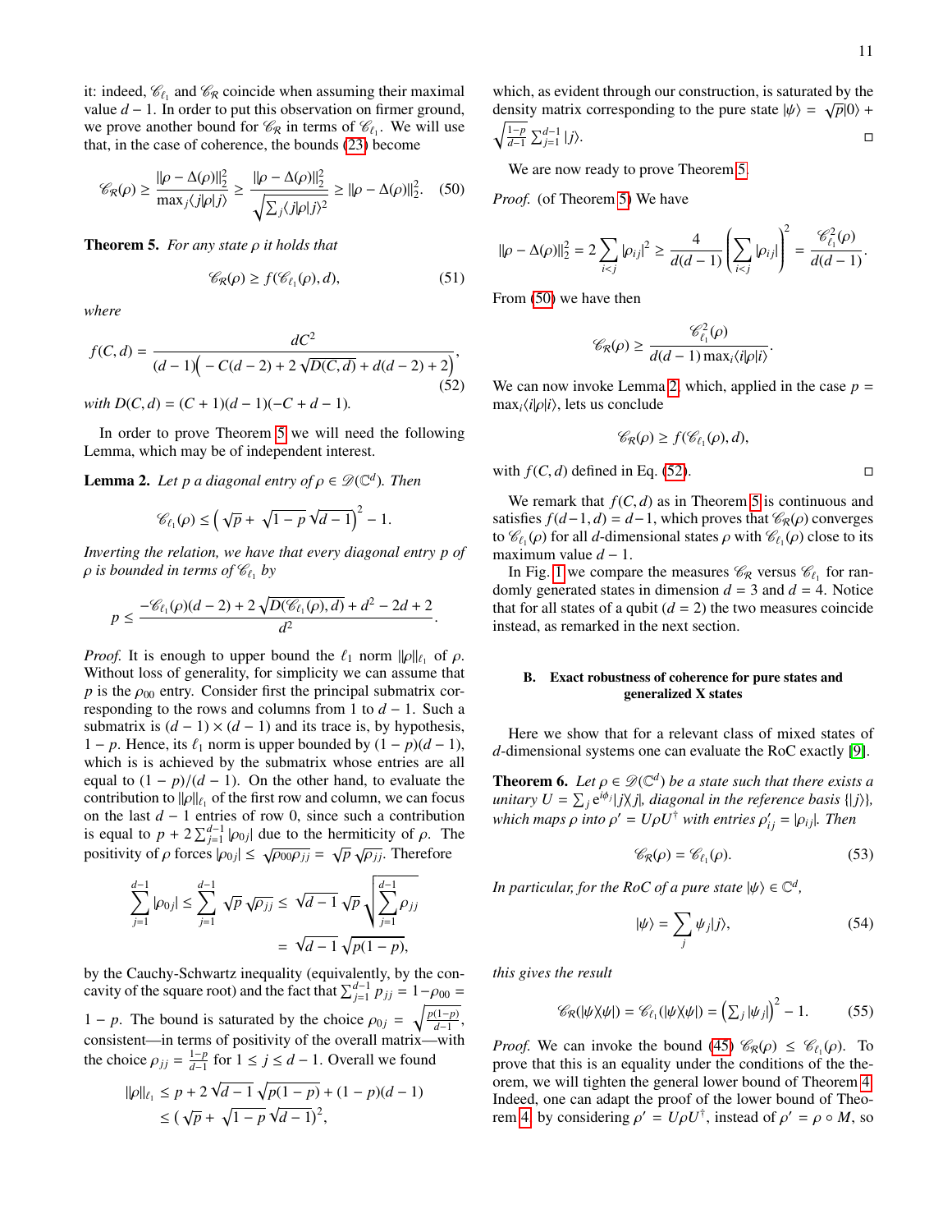it: indeed, $\mathscr{C}_{\ell_1}$ and $\mathscr{C}_{\mathcal{R}}$ coincide when assuming their maximal value $d-1$. In order to put this observation on firmer ground, we prove another bound for $\mathscr{C}_{\mathcal{R}}$ in terms of $\mathscr{C}_{\ell_1}$. We will use that, in the case of coherence, the bounds (23) become

$$\mathscr{C}_{\mathcal{R}}(\rho) \geq \frac{\|\rho - \Delta(\rho)\|_2^2}{\max_j \langle j|\rho|j\rangle} \geq \frac{\|\rho - \Delta(\rho)\|_2^2}{\sqrt{\sum_j \langle j|\rho|j\rangle^2}} \geq \|\rho - \Delta(\rho)\|_2^2. \quad (50)$$

**Theorem 5.** *For any state $\rho$ it holds that*

$$\mathscr{C}_{\mathcal{R}}(\rho) \geq f(\mathscr{C}_{\ell_1}(\rho), d), \quad (51)$$

*where*

$$f(C,d) = \frac{dC^2}{(d-1)\left(-C(d-2) + 2\sqrt{D(C,d)} + d(d-2) + 2\right)}, \quad (52)$$

*with $D(C,d) = (C+1)(d-1)(-C+d-1)$.*

In order to prove Theorem 5 we will need the following Lemma, which may be of independent interest.

**Lemma 2.** *Let $p$ a diagonal entry of $\rho \in \mathscr{D}(\mathbb{C}^d)$. Then*

$$\mathscr{C}_{\ell_1}(\rho) \leq \left(\sqrt{p} + \sqrt{1-p}\sqrt{d-1}\right)^2 - 1.$$

*Inverting the relation, we have that every diagonal entry $p$ of $\rho$ is bounded in terms of $\mathscr{C}_{\ell_1}$ by*

$$p \leq \frac{-\mathscr{C}_{\ell_1}(\rho)(d-2) + 2\sqrt{D(\mathscr{C}_{\ell_1}(\rho), d)} + d^2 - 2d + 2}{d^2}.$$

*Proof.* It is enough to upper bound the $\ell_1$ norm $\|\rho\|_{\ell_1}$ of $\rho$. Without loss of generality, for simplicity we can assume that $p$ is the $\rho_{00}$ entry. Consider first the principal submatrix corresponding to the rows and columns from 1 to $d-1$. Such a submatrix is $(d-1)\times(d-1)$ and its trace is, by hypothesis, $1-p$. Hence, its $\ell_1$ norm is upper bounded by $(1-p)(d-1)$, which is is achieved by the submatrix whose entries are all equal to $(1-p)/(d-1)$. On the other hand, to evaluate the contribution to $\|\rho\|_{\ell_1}$ of the first row and column, we can focus on the last $d-1$ entries of row 0, since such a contribution is equal to $p + 2\sum_{j=1}^{d-1}|\rho_{0j}|$ due to the hermiticity of $\rho$. The positivity of $\rho$ forces $|\rho_{0j}| \leq \sqrt{\rho_{00}\rho_{jj}} = \sqrt{p}\sqrt{\rho_{jj}}$. Therefore

$$\sum_{j=1}^{d-1}|\rho_{0j}| \leq \sum_{j=1}^{d-1}\sqrt{p}\sqrt{\rho_{jj}} \leq \sqrt{d-1}\sqrt{p}\sqrt{\sum_{j=1}^{d-1}\rho_{jj}} = \sqrt{d-1}\sqrt{p(1-p)},$$

by the Cauchy-Schwartz inequality (equivalently, by the concavity of the square root) and the fact that $\sum_{j=1}^{d-1}\rho_{jj} = 1-\rho_{00} = 1-p$. The bound is saturated by the choice $\rho_{0j} = \sqrt{\frac{p(1-p)}{d-1}}$, consistent—in terms of positivity of the overall matrix—with the choice $\rho_{jj} = \frac{1-p}{d-1}$ for $1 \leq j \leq d-1$. Overall we found

$$\begin{aligned}\|\rho\|_{\ell_1} &\leq p + 2\sqrt{d-1}\sqrt{p(1-p)} + (1-p)(d-1) \\ &\leq \left(\sqrt{p} + \sqrt{1-p}\sqrt{d-1}\right)^2,\end{aligned}$$

which, as evident through our construction, is saturated by the density matrix corresponding to the pure state $|\psi\rangle = \sqrt{p}|0\rangle + \sqrt{\frac{1-p}{d-1}}\sum_{j=1}^{d-1}|j\rangle$. $\square$

We are now ready to prove Theorem 5.

*Proof.* (of Theorem 5) We have

$$\|\rho - \Delta(\rho)\|_2^2 = 2\sum_{i<j}|\rho_{ij}|^2 \geq \frac{4}{d(d-1)}\left(\sum_{i<j}|\rho_{ij}|\right)^2 = \frac{\mathscr{C}_{\ell_1}^2(\rho)}{d(d-1)}.$$

From (50) we have then

$$\mathscr{C}_{\mathcal{R}}(\rho) \geq \frac{\mathscr{C}_{\ell_1}^2(\rho)}{d(d-1)\max_i\langle i|\rho|i\rangle}.$$

We can now invoke Lemma 2, which, applied in the case $p = \max_i\langle i|\rho|i\rangle$, lets us conclude

$$\mathscr{C}_{\mathcal{R}}(\rho) \geq f(\mathscr{C}_{\ell_1}(\rho), d),$$

with $f(C,d)$ defined in Eq. (52). $\square$

We remark that $f(C,d)$ as in Theorem 5 is continuous and satisfies $f(d-1,d) = d-1$, which proves that $\mathscr{C}_{\mathcal{R}}(\rho)$ converges to $\mathscr{C}_{\ell_1}(\rho)$ for all $d$-dimensional states $\rho$ with $\mathscr{C}_{\ell_1}(\rho)$ close to its maximum value $d-1$.

In Fig. 1 we compare the measures $\mathscr{C}_{\mathcal{R}}$ versus $\mathscr{C}_{\ell_1}$ for randomly generated states in dimension $d=3$ and $d=4$. Notice that for all states of a qubit ($d=2$) the two measures coincide instead, as remarked in the next section.

### B. Exact robustness of coherence for pure states and generalized X states

Here we show that for a relevant class of mixed states of $d$-dimensional systems one can evaluate the RoC exactly [9].

**Theorem 6.** *Let $\rho \in \mathscr{D}(\mathbb{C}^d)$ be a state such that there exists a unitary $U = \sum_j e^{i\phi_j}|j\rangle\langle j|$, diagonal in the reference basis $\{|j\rangle\}$, which maps $\rho$ into $\rho' = U\rho U^\dagger$ with entries $\rho'_{ij} = |\rho_{ij}|$. Then*

$$\mathscr{C}_{\mathcal{R}}(\rho) = \mathscr{C}_{\ell_1}(\rho). \quad (53)$$

*In particular, for the RoC of a pure state $|\psi\rangle \in \mathbb{C}^d$,*

$$|\psi\rangle = \sum_j \psi_j|j\rangle, \quad (54)$$

*this gives the result*

$$\mathscr{C}_{\mathcal{R}}(|\psi\rangle\langle\psi|) = \mathscr{C}_{\ell_1}(|\psi\rangle\langle\psi|) = \left(\sum_j|\psi_j|\right)^2 - 1. \quad (55)$$

*Proof.* We can invoke the bound (45) $\mathscr{C}_{\mathcal{R}}(\rho) \leq \mathscr{C}_{\ell_1}(\rho)$. To prove that this is an equality under the conditions of the theorem, we will tighten the general lower bound of Theorem 4. Indeed, one can adapt the proof of the lower bound of Theorem 4 by considering $\rho' = U\rho U^\dagger$, instead of $\rho' = \rho \circ M$, so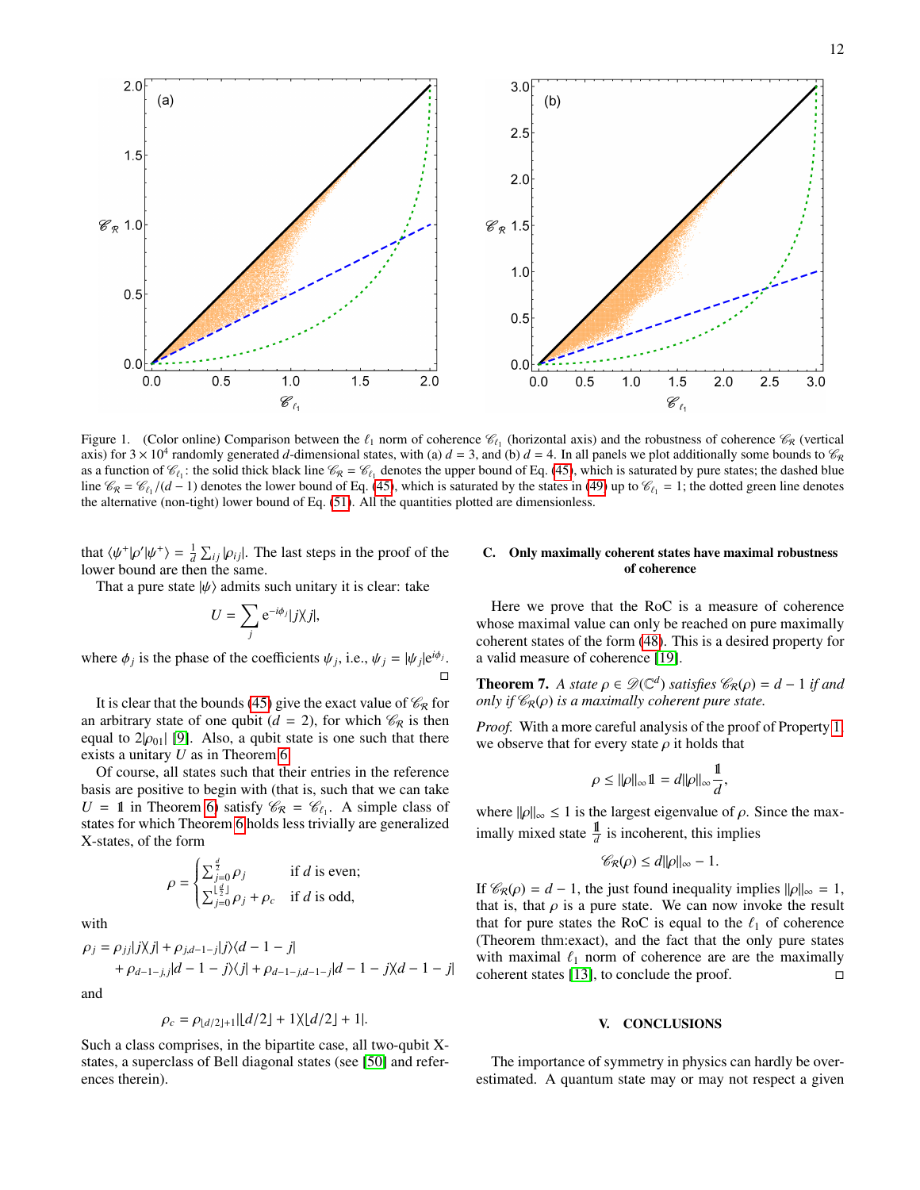Figure 1. (Color online) Comparison between the $\ell_1$ norm of coherence $\mathscr{C}_{\ell_1}$ (horizontal axis) and the robustness of coherence $\mathscr{C}_{\mathcal{R}}$ (vertical axis) for $3 \times 10^4$ randomly generated $d$-dimensional states, with (a) $d = 3$, and (b) $d = 4$. In all panels we plot additionally some bounds to $\mathscr{C}_{\mathcal{R}}$ as a function of $\mathscr{C}_{\ell_1}$: the solid thick black line $\mathscr{C}_{\mathcal{R}} = \mathscr{C}_{\ell_1}$ denotes the upper bound of Eq. (45), which is saturated by pure states; the dashed blue line $\mathscr{C}_{\mathcal{R}} = \mathscr{C}_{\ell_1}/(d-1)$ denotes the lower bound of Eq. (45), which is saturated by the states in (49) up to $\mathscr{C}_{\ell_1} = 1$; the dotted green line denotes the alternative (non-tight) lower bound of Eq. (51). All the quantities plotted are dimensionless.

that $\langle\psi^+|\rho'|\psi^+\rangle = \frac{1}{d}\sum_{ij}|\rho_{ij}|$. The last steps in the proof of the lower bound are then the same.

That a pure state $|\psi\rangle$ admits such unitary it is clear: take

$$U = \sum_j e^{-i\phi_j}|j\rangle\langle j|,$$

where $\phi_j$ is the phase of the coefficients $\psi_j$, i.e., $\psi_j = |\psi_j|e^{i\phi_j}$. □

It is clear that the bounds (45) give the exact value of $\mathscr{C}_{\mathcal{R}}$ for an arbitrary state of one qubit ($d = 2$), for which $\mathscr{C}_{\mathcal{R}}$ is then equal to $2|\rho_{01}|$ [9]. Also, a qubit state is one such that there exists a unitary $U$ as in Theorem 6.

Of course, all states such that their entries in the reference basis are positive to begin with (that is, such that we can take $U = \mathbb{1}$ in Theorem 6) satisfy $\mathscr{C}_{\mathcal{R}} = \mathscr{C}_{\ell_1}$. A simple class of states for which Theorem 6 holds less trivially are generalized X-states, of the form

$$\rho = \begin{cases} \sum_{j=0}^{\frac{d}{2}}\rho_j & \text{if } d \text{ is even;} \\ \sum_{j=0}^{\lfloor\frac{d}{2}\rfloor}\rho_j + \rho_c & \text{if } d \text{ is odd,} \end{cases}$$

with

$$\begin{aligned}\rho_j = \rho_{jj}|j\rangle\langle j| &+ \rho_{j,d-1-j}|j\rangle\langle d-1-j| \\ &+ \rho_{d-1-j,j}|d-1-j\rangle\langle j| + \rho_{d-1-j,d-1-j}|d-1-j\rangle\langle d-1-j|\end{aligned}$$

and

$$\rho_c = \rho_{\lfloor d/2\rfloor+1}|\lfloor d/2\rfloor+1\rangle\langle\lfloor d/2\rfloor+1|.$$

Such a class comprises, in the bipartite case, all two-qubit X-states, a superclass of Bell diagonal states (see [50] and references therein).

### C. Only maximally coherent states have maximal robustness of coherence

Here we prove that the RoC is a measure of coherence whose maximal value can only be reached on pure maximally coherent states of the form (48). This is a desired property for a valid measure of coherence [19].

**Theorem 7.** *A state $\rho \in \mathcal{D}(\mathbb{C}^d)$ satisfies $\mathscr{C}_{\mathcal{R}}(\rho) = d-1$ if and only if $\mathscr{C}_{\mathcal{R}}(\rho)$ is a maximally coherent pure state.*

*Proof.* With a more careful analysis of the proof of Property 1, we observe that for every state $\rho$ it holds that

$$\rho \leq \|\rho\|_\infty \mathbb{1} = d\|\rho\|_\infty \frac{\mathbb{1}}{d},$$

where $\|\rho\|_\infty \leq 1$ is the largest eigenvalue of $\rho$. Since the maximally mixed state $\frac{\mathbb{1}}{d}$ is incoherent, this implies

$$\mathscr{C}_{\mathcal{R}}(\rho) \leq d\|\rho\|_\infty - 1.$$

If $\mathscr{C}_{\mathcal{R}}(\rho) = d-1$, the just found inequality implies $\|\rho\|_\infty = 1$, that is, that $\rho$ is a pure state. We can now invoke the result that for pure states the RoC is equal to the $\ell_1$ of coherence (Theorem thm:exact), and the fact that the only pure states with maximal $\ell_1$ norm of coherence are are the maximally coherent states [13], to conclude the proof. □

## V. CONCLUSIONS

The importance of symmetry in physics can hardly be overestimated. A quantum state may or may not respect a given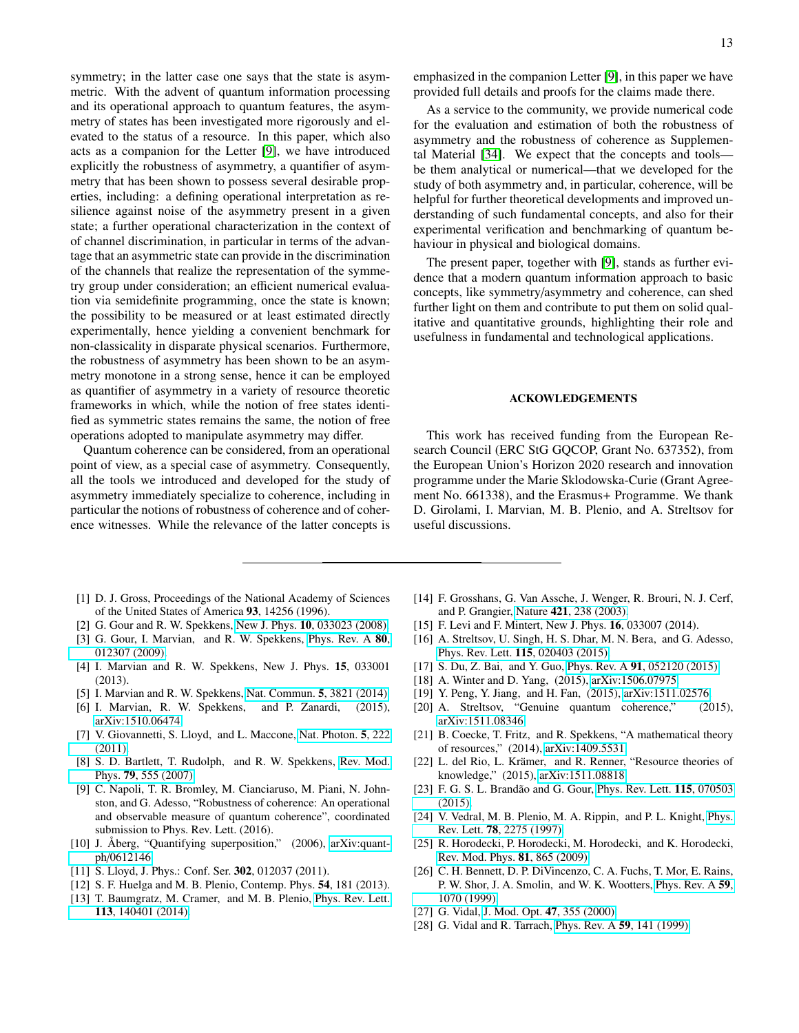symmetry; in the latter case one says that the state is asymmetric. With the advent of quantum information processing and its operational approach to quantum features, the asymmetry of states has been investigated more rigorously and elevated to the status of a resource. In this paper, which also acts as a companion for the Letter [9], we have introduced explicitly the robustness of asymmetry, a quantifier of asymmetry that has been shown to possess several desirable properties, including: a defining operational interpretation as resilience against noise of the asymmetry present in a given state; a further operational characterization in the context of of channel discrimination, in particular in terms of the advantage that an asymmetric state can provide in the discrimination of the channels that realize the representation of the symmetry group under consideration; an efficient numerical evaluation via semidefinite programming, once the state is known; the possibility to be measured or at least estimated directly experimentally, hence yielding a convenient benchmark for non-classicality in disparate physical scenarios. Furthermore, the robustness of asymmetry has been shown to be an asymmetry monotone in a strong sense, hence it can be employed as quantifier of asymmetry in a variety of resource theoretic frameworks in which, while the notion of free states identified as symmetric states remains the same, the notion of free operations adopted to manipulate asymmetry may differ.

Quantum coherence can be considered, from an operational point of view, as a special case of asymmetry. Consequently, all the tools we introduced and developed for the study of asymmetry immediately specialize to coherence, including in particular the notions of robustness of coherence and of coherence witnesses. While the relevance of the latter concepts is emphasized in the companion Letter [9], in this paper we have provided full details and proofs for the claims made there.

As a service to the community, we provide numerical code for the evaluation and estimation of both the robustness of asymmetry and the robustness of coherence as Supplemental Material [34]. We expect that the concepts and tools—be them analytical or numerical—that we developed for the study of both asymmetry and, in particular, coherence, will be helpful for further theoretical developments and improved understanding of such fundamental concepts, and also for their experimental verification and benchmarking of quantum behaviour in physical and biological domains.

The present paper, together with [9], stands as further evidence that a modern quantum information approach to basic concepts, like symmetry/asymmetry and coherence, can shed further light on them and contribute to put them on solid qualitative and quantitative grounds, highlighting their role and usefulness in fundamental and technological applications.

## ACKOWLEDGEMENTS

This work has received funding from the European Research Council (ERC StG GQCOP, Grant No. 637352), from the European Union's Horizon 2020 research and innovation programme under the Marie Sklodowska-Curie (Grant Agreement No. 661338), and the Erasmus+ Programme. We thank D. Girolami, I. Marvian, M. B. Plenio, and A. Streltsov for useful discussions.

---

[1] D. J. Gross, Proceedings of the National Academy of Sciences of the United States of America **93**, 14256 (1996).
[2] G. Gour and R. W. Spekkens, New J. Phys. **10**, 033023 (2008).
[3] G. Gour, I. Marvian, and R. W. Spekkens, Phys. Rev. A **80**, 012307 (2009).
[4] I. Marvian and R. W. Spekkens, New J. Phys. **15**, 033001 (2013).
[5] I. Marvian and R. W. Spekkens, Nat. Commun. **5**, 3821 (2014).
[6] I. Marvian, R. W. Spekkens, and P. Zanardi, (2015), arXiv:1510.06474.
[7] V. Giovannetti, S. Lloyd, and L. Maccone, Nat. Photon. **5**, 222 (2011).
[8] S. D. Bartlett, T. Rudolph, and R. W. Spekkens, Rev. Mod. Phys. **79**, 555 (2007).
[9] C. Napoli, T. R. Bromley, M. Cianciaruso, M. Piani, N. Johnston, and G. Adesso, "Robustness of coherence: An operational and observable measure of quantum coherence", coordinated submission to Phys. Rev. Lett. (2016).
[10] J. Åberg, "Quantifying superposition," (2006), arXiv:quant-ph/0612146.
[11] S. Lloyd, J. Phys.: Conf. Ser. **302**, 012037 (2011).
[12] S. F. Huelga and M. B. Plenio, Contemp. Phys. **54**, 181 (2013).
[13] T. Baumgratz, M. Cramer, and M. B. Plenio, Phys. Rev. Lett. **113**, 140401 (2014).
[14] F. Grosshans, G. Van Assche, J. Wenger, R. Brouri, N. J. Cerf, and P. Grangier, Nature **421**, 238 (2003).
[15] F. Levi and F. Mintert, New J. Phys. **16**, 033007 (2014).
[16] A. Streltsov, U. Singh, H. S. Dhar, M. N. Bera, and G. Adesso, Phys. Rev. Lett. **115**, 020403 (2015).
[17] S. Du, Z. Bai, and Y. Guo, Phys. Rev. A **91**, 052120 (2015).
[18] A. Winter and D. Yang, (2015), arXiv:1506.07975.
[19] Y. Peng, Y. Jiang, and H. Fan, (2015), arXiv:1511.02576.
[20] A. Streltsov, "Genuine quantum coherence," (2015), arXiv:1511.08346.
[21] B. Coecke, T. Fritz, and R. Spekkens, "A mathematical theory of resources," (2014), arXiv:1409.5531.
[22] L. del Rio, L. Krämer, and R. Renner, "Resource theories of knowledge," (2015), arXiv:1511.08818.
[23] F. G. S. L. Brandão and G. Gour, Phys. Rev. Lett. **115**, 070503 (2015).
[24] V. Vedral, M. B. Plenio, M. A. Rippin, and P. L. Knight, Phys. Rev. Lett. **78**, 2275 (1997).
[25] R. Horodecki, P. Horodecki, M. Horodecki, and K. Horodecki, Rev. Mod. Phys. **81**, 865 (2009).
[26] C. H. Bennett, D. P. DiVincenzo, C. A. Fuchs, T. Mor, E. Rains, P. W. Shor, J. A. Smolin, and W. K. Wootters, Phys. Rev. A **59**, 1070 (1999).
[27] G. Vidal, J. Mod. Opt. **47**, 355 (2000).
[28] G. Vidal and R. Tarrach, Phys. Rev. A **59**, 141 (1999).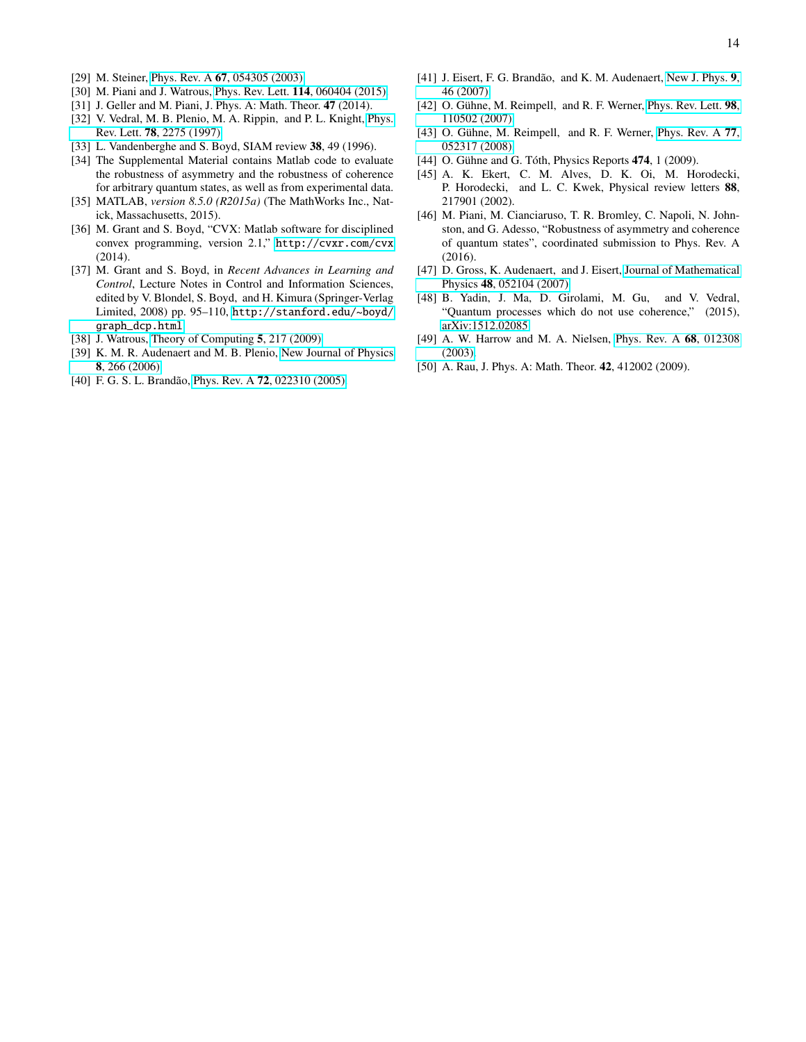[29] M. Steiner, Phys. Rev. A **67**, 054305 (2003).

[30] M. Piani and J. Watrous, Phys. Rev. Lett. **114**, 060404 (2015).

[31] J. Geller and M. Piani, J. Phys. A: Math. Theor. **47** (2014).

[32] V. Vedral, M. B. Plenio, M. A. Rippin, and P. L. Knight, Phys. Rev. Lett. **78**, 2275 (1997).

[33] L. Vandenberghe and S. Boyd, SIAM review **38**, 49 (1996).

[34] The Supplemental Material contains Matlab code to evaluate the robustness of asymmetry and the robustness of coherence for arbitrary quantum states, as well as from experimental data.

[35] MATLAB, *version 8.5.0 (R2015a)* (The MathWorks Inc., Natick, Massachusetts, 2015).

[36] M. Grant and S. Boyd, "CVX: Matlab software for disciplined convex programming, version 2.1," `http://cvxr.com/cvx` (2014).

[37] M. Grant and S. Boyd, in *Recent Advances in Learning and Control*, Lecture Notes in Control and Information Sciences, edited by V. Blondel, S. Boyd, and H. Kimura (Springer-Verlag Limited, 2008) pp. 95–110, `http://stanford.edu/~boyd/graph_dcp.html`.

[38] J. Watrous, Theory of Computing **5**, 217 (2009).

[39] K. M. R. Audenaert and M. B. Plenio, New Journal of Physics **8**, 266 (2006).

[40] F. G. S. L. Brandão, Phys. Rev. A **72**, 022310 (2005).

[41] J. Eisert, F. G. Brandão, and K. M. Audenaert, New J. Phys. **9**, 46 (2007).

[42] O. Gühne, M. Reimpell, and R. F. Werner, Phys. Rev. Lett. **98**, 110502 (2007).

[43] O. Gühne, M. Reimpell, and R. F. Werner, Phys. Rev. A **77**, 052317 (2008).

[44] O. Gühne and G. Tóth, Physics Reports **474**, 1 (2009).

[45] A. K. Ekert, C. M. Alves, D. K. Oi, M. Horodecki, P. Horodecki, and L. C. Kwek, Physical review letters **88**, 217901 (2002).

[46] M. Piani, M. Cianciaruso, T. R. Bromley, C. Napoli, N. Johnston, and G. Adesso, "Robustness of asymmetry and coherence of quantum states", coordinated submission to Phys. Rev. A (2016).

[47] D. Gross, K. Audenaert, and J. Eisert, Journal of Mathematical Physics **48**, 052104 (2007).

[48] B. Yadin, J. Ma, D. Girolami, M. Gu, and V. Vedral, "Quantum processes which do not use coherence," (2015), arXiv:1512.02085.

[49] A. W. Harrow and M. A. Nielsen, Phys. Rev. A **68**, 012308 (2003).

[50] A. Rau, J. Phys. A: Math. Theor. **42**, 412002 (2009).